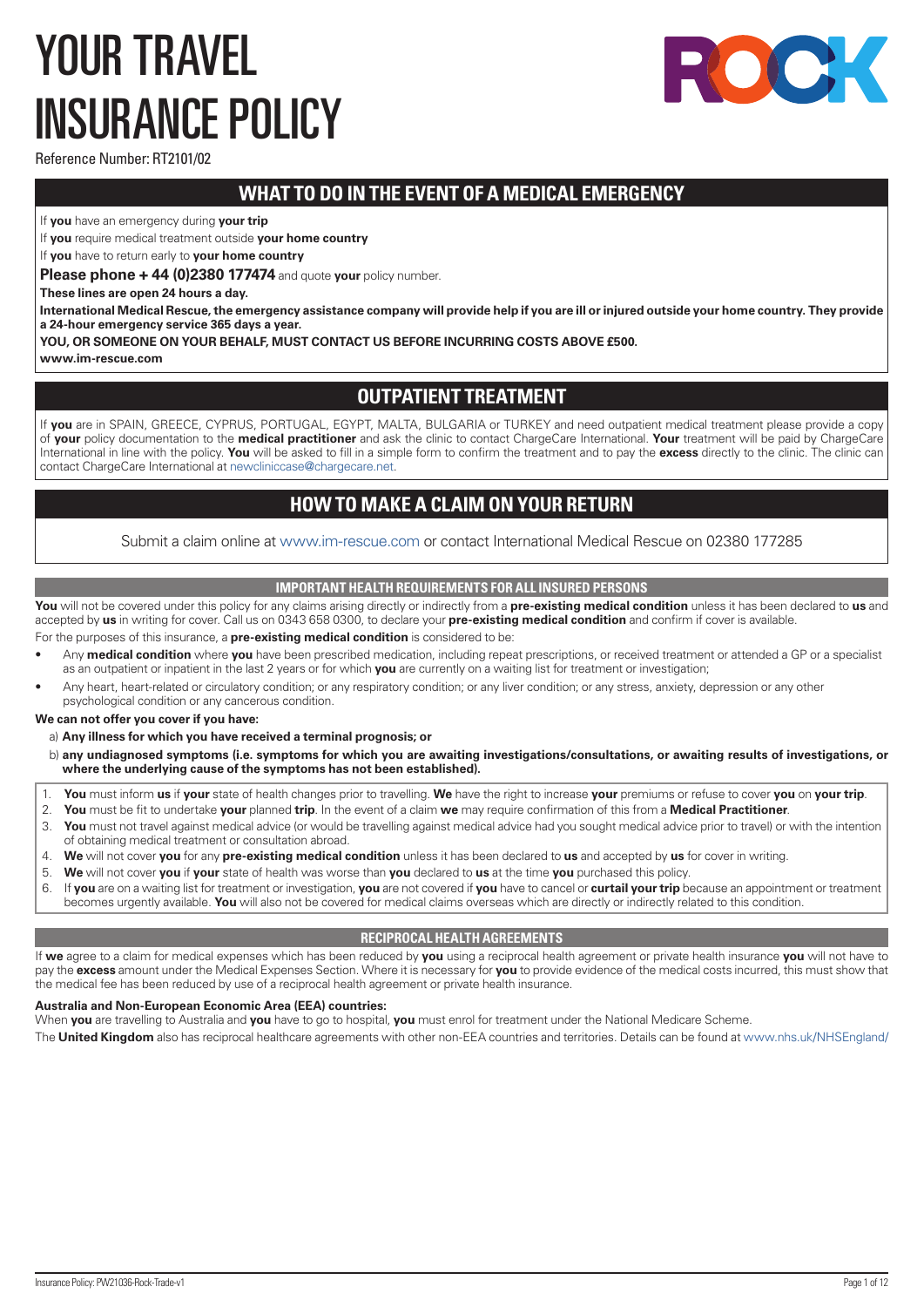# YOUR TRAVEL INSURANCE POLICY

Reference Number: RT2101/02

## WHAT TO DO IN THE EVENT OF A MEDICAL EMERGENCY

If **you** have an emergency during **your trip**

If **you** require medical treatment outside **your home country**

If **you** have to return early to **your home country**

**Please phone + 44 (0)2380 177474** and quote **your** policy number.

**These lines are open 24 hours a day.**

**International Medical Rescue, the emergency assistance company will provide help if you are ill or injured outside your home country. They provide a 24-hour emergency service 365 days a year.**

**YOU, OR SOMEONE ON YOUR BEHALF, MUST CONTACT US BEFORE INCURRING COSTS ABOVE £500.**

**www.im-rescue.com**

## OUTPATIENT TREATMENT

If **you** are in SPAIN, GREECE, CYPRUS, PORTUGAL, EGYPT, MALTA, BULGARIA or TURKEY and need outpatient medical treatment please provide a copy of **your** policy documentation to the **medical practitioner** and ask the clinic to contact ChargeCare International. **Your** treatment will be paid by ChargeCare International in line with the policy. **You** will be asked to fill in a simple form to confirm the treatment and to pay the **excess** directly to the clinic. The clinic can contact ChargeCare International at newcliniccase@chargecare.net.

## HOW TO MAKE A CLAIM ON YOUR RETURN

Submit a claim online at www.im-rescue.com or contact International Medical Rescue on 02380 177285

### IMPORTANT HEALTH REQUIREMENTS FOR ALL INSURED PERSONS

**You** will not be covered under this policy for any claims arising directly or indirectly from a **pre-existing medical condition** unless it has been declared to **us** and accepted by **us** in writing for cover. Call us on 0343 658 0300, to declare your **pre-existing medical condition** and confirm if cover is available.

For the purposes of this insurance, a **pre-existing medical condition** is considered to be:

- Any **medical condition** where **you** have been prescribed medication, including repeat prescriptions, or received treatment or attended a GP or a specialist as an outpatient or inpatient in the last 2 years or for which **you** are currently on a waiting list for treatment or investigation;
- Any heart, heart-related or circulatory condition; or any respiratory condition; or any liver condition; or any stress, anxiety, depression or any other psychological condition or any cancerous condition.

**We can not offer you cover if you have:**

a) **Any illness for which you have received a terminal prognosis; or**

b) **any undiagnosed symptoms (i.e. symptoms for which you are awaiting investigations/consultations, or awaiting results of investigations, or where the underlying cause of the symptoms has not been established).**

1. **You** must inform **us** if **your** state of health changes prior to travelling. **We** have the right to increase **your** premiums or refuse to cover **you** on **your trip**.
2. **You** must be fit to undertake **your** planned **trip**. In the event of a claim **we** may require confirmation of this from a **Medical Practitioner**.
3. **You** must not travel against medical advice (or would be travelling against medical advice had you sought medical advice prior to travel) or with the intention of obtaining medical treatment or consultation abroad.
4. **We** will not cover **you** for any **pre-existing medical condition** unless it has been declared to **us** and accepted by **us** for cover in writing.
5. **We** will not cover **you** if **your** state of health was worse than **you** declared to **us** at the time **you** purchased this policy.
6. If **you** are on a waiting list for treatment or investigation, **you** are not covered if **you** have to cancel or **curtail your trip** because an appointment or treatment becomes urgently available. **You** will also not be covered for medical claims overseas which are directly or indirectly related to this condition.

### RECIPROCAL HEALTH AGREEMENTS

If **we** agree to a claim for medical expenses which has been reduced by **you** using a reciprocal health agreement or private health insurance **you** will not have to pay the **excess** amount under the Medical Expenses Section. Where it is necessary for **you** to provide evidence of the medical costs incurred, this must show that the medical fee has been reduced by use of a reciprocal health agreement or private health insurance.

**Australia and Non-European Economic Area (EEA) countries:**

When **you** are travelling to Australia and **you** have to go to hospital, **you** must enrol for treatment under the National Medicare Scheme.

The **United Kingdom** also has reciprocal healthcare agreements with other non-EEA countries and territories. Details can be found at www.nhs.uk/NHSEngland/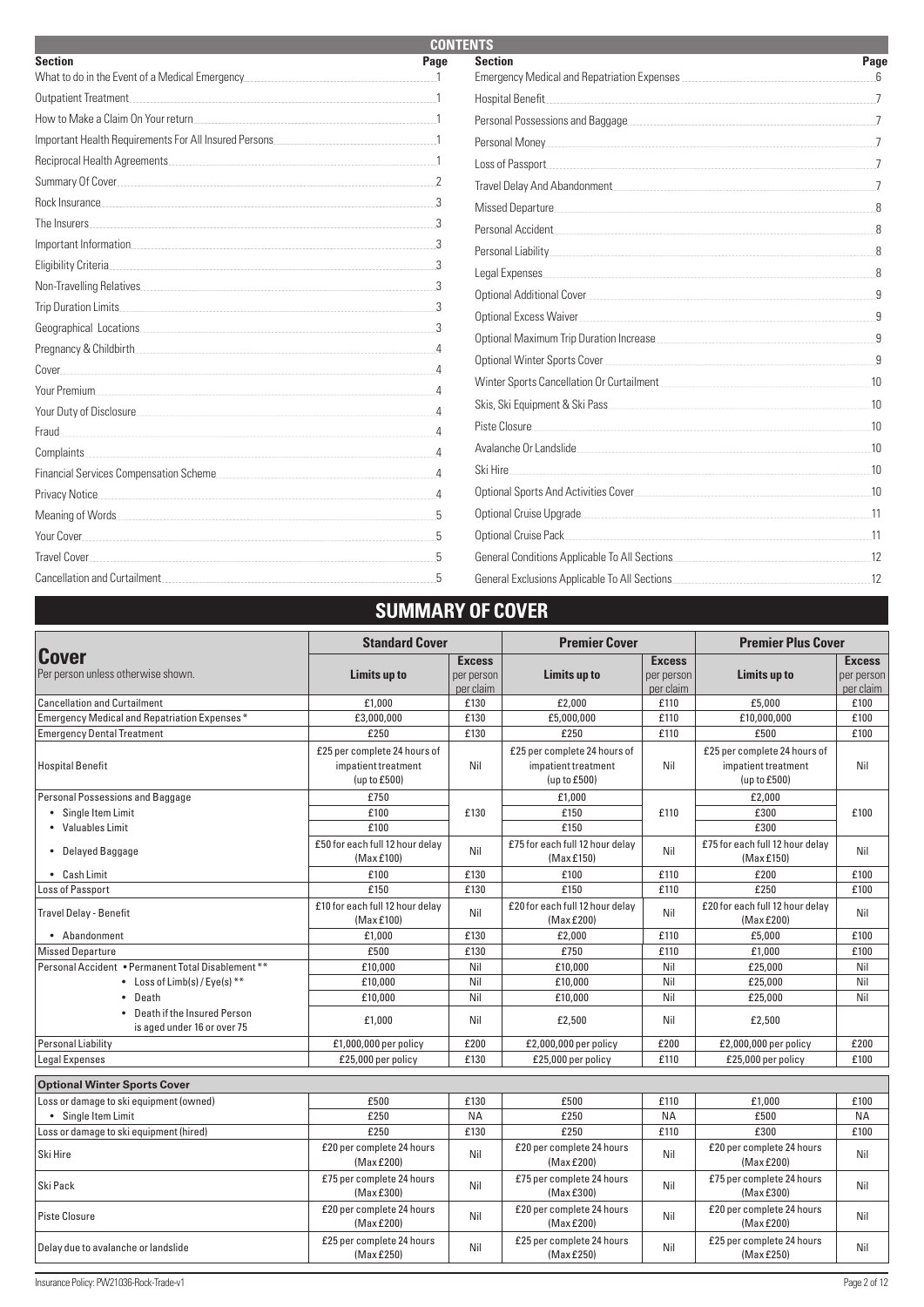## CONTENTS

| Section | Page |
|---|---|
| What to do in the Event of a Medical Emergency | 1 |
| Outpatient Treatment | 1 |
| How to Make a Claim On Your return | 1 |
| Important Health Requirements For All Insured Persons | 1 |
| Reciprocal Health Agreements | 1 |
| Summary Of Cover | 2 |
| Rock Insurance | 3 |
| The Insurers | 3 |
| Important Information | 3 |
| Eligibility Criteria | 3 |
| Non-Travelling Relatives | 3 |
| Trip Duration Limits | 3 |
| Geographical Locations | 3 |
| Pregnancy & Childbirth | 4 |
| Cover | 4 |
| Your Premium | 4 |
| Your Duty of Disclosure | 4 |
| Fraud | 4 |
| Complaints | 4 |
| Financial Services Compensation Scheme | 4 |
| Privacy Notice | 4 |
| Meaning of Words | 5 |
| Your Cover | 5 |
| Travel Cover | 5 |
| Cancellation and Curtailment | 5 |
| Emergency Medical and Repatriation Expenses | 6 |
| Hospital Benefit | 7 |
| Personal Possessions and Baggage | 7 |
| Personal Money | 7 |
| Loss of Passport | 7 |
| Travel Delay And Abandonment | 7 |
| Missed Departure | 8 |
| Personal Accident | 8 |
| Personal Liability | 8 |
| Legal Expenses | 8 |
| Optional Additional Cover | 9 |
| Optional Excess Waiver | 9 |
| Optional Maximum Trip Duration Increase | 9 |
| Optional Winter Sports Cover | 9 |
| Winter Sports Cancellation Or Curtailment | 10 |
| Skis, Ski Equipment & Ski Pass | 10 |
| Piste Closure | 10 |
| Avalanche Or Landslide | 10 |
| Ski Hire | 10 |
| Optional Sports And Activities Cover | 10 |
| Optional Cruise Upgrade | 11 |
| Optional Cruise Pack | 11 |
| General Conditions Applicable To All Sections | 12 |
| General Exclusions Applicable To All Sections | 12 |

## SUMMARY OF COVER

| **Cover** Per person unless otherwise shown. | **Standard Cover** | | **Premier Cover** | | **Premier Plus Cover** | |
|---|---|---|---|---|---|---|
| | **Limits up to** | **Excess** per person per claim | **Limits up to** | **Excess** per person per claim | **Limits up to** | **Excess** per person per claim |
| Cancellation and Curtailment | £1,000 | £130 | £2,000 | £110 | £5,000 | £100 |
| Emergency Medical and Repatriation Expenses * | £3,000,000 | £130 | £5,000,000 | £110 | £10,000,000 | £100 |
| Emergency Dental Treatment | £250 | £130 | £250 | £110 | £500 | £100 |
| Hospital Benefit | £25 per complete 24 hours of impatient treatment (up to £500) | Nil | £25 per complete 24 hours of impatient treatment (up to £500) | Nil | £25 per complete 24 hours of impatient treatment (up to £500) | Nil |
| Personal Possessions and Baggage | £750 | £130 | £1,000 | £110 | £2,000 | £100 |
| • Single Item Limit | £100 | | £150 | | £300 | |
| • Valuables Limit | £100 | | £150 | | £300 | |
| • Delayed Baggage | £50 for each full 12 hour delay (Max £100) | Nil | £75 for each full 12 hour delay (Max £150) | Nil | £75 for each full 12 hour delay (Max £150) | Nil |
| • Cash Limit | £100 | £130 | £100 | £110 | £200 | £100 |
| Loss of Passport | £150 | £130 | £150 | £110 | £250 | £100 |
| Travel Delay - Benefit | £10 for each full 12 hour delay (Max £100) | Nil | £20 for each full 12 hour delay (Max £200) | Nil | £20 for each full 12 hour delay (Max £200) | Nil |
| • Abandonment | £1,000 | £130 | £2,000 | £110 | £5,000 | £100 |
| Missed Departure | £500 | £130 | £750 | £110 | £1,000 | £100 |
| Personal Accident • Permanent Total Disablement ** | £10,000 | Nil | £10,000 | Nil | £25,000 | Nil |
| • Loss of Limb(s) / Eye(s) ** | £10,000 | Nil | £10,000 | Nil | £25,000 | Nil |
| • Death | £10,000 | Nil | £10,000 | Nil | £25,000 | Nil |
| • Death if the Insured Person is aged under 16 or over 75 | £1,000 | Nil | £2,500 | Nil | £2,500 | |
| Personal Liability | £1,000,000 per policy | £200 | £2,000,000 per policy | £200 | £2,000,000 per policy | £200 |
| Legal Expenses | £25,000 per policy | £130 | £25,000 per policy | £110 | £25,000 per policy | £100 |
| **Optional Winter Sports Cover** | | | | | | |
| Loss or damage to ski equipment (owned) | £500 | £130 | £500 | £110 | £1,000 | £100 |
| • Single Item Limit | £250 | NA | £250 | NA | £500 | NA |
| Loss or damage to ski equipment (hired) | £250 | £130 | £250 | £110 | £300 | £100 |
| Ski Hire | £20 per complete 24 hours (Max £200) | Nil | £20 per complete 24 hours (Max £200) | Nil | £20 per complete 24 hours (Max £200) | Nil |
| Ski Pack | £75 per complete 24 hours (Max £300) | Nil | £75 per complete 24 hours (Max £300) | Nil | £75 per complete 24 hours (Max £300) | Nil |
| Piste Closure | £20 per complete 24 hours (Max £200) | Nil | £20 per complete 24 hours (Max £200) | Nil | £20 per complete 24 hours (Max £200) | Nil |
| Delay due to avalanche or landslide | £25 per complete 24 hours (Max £250) | Nil | £25 per complete 24 hours (Max £250) | Nil | £25 per complete 24 hours (Max £250) | Nil |

Insurance Policy: PW21036-Rock-Trade-v1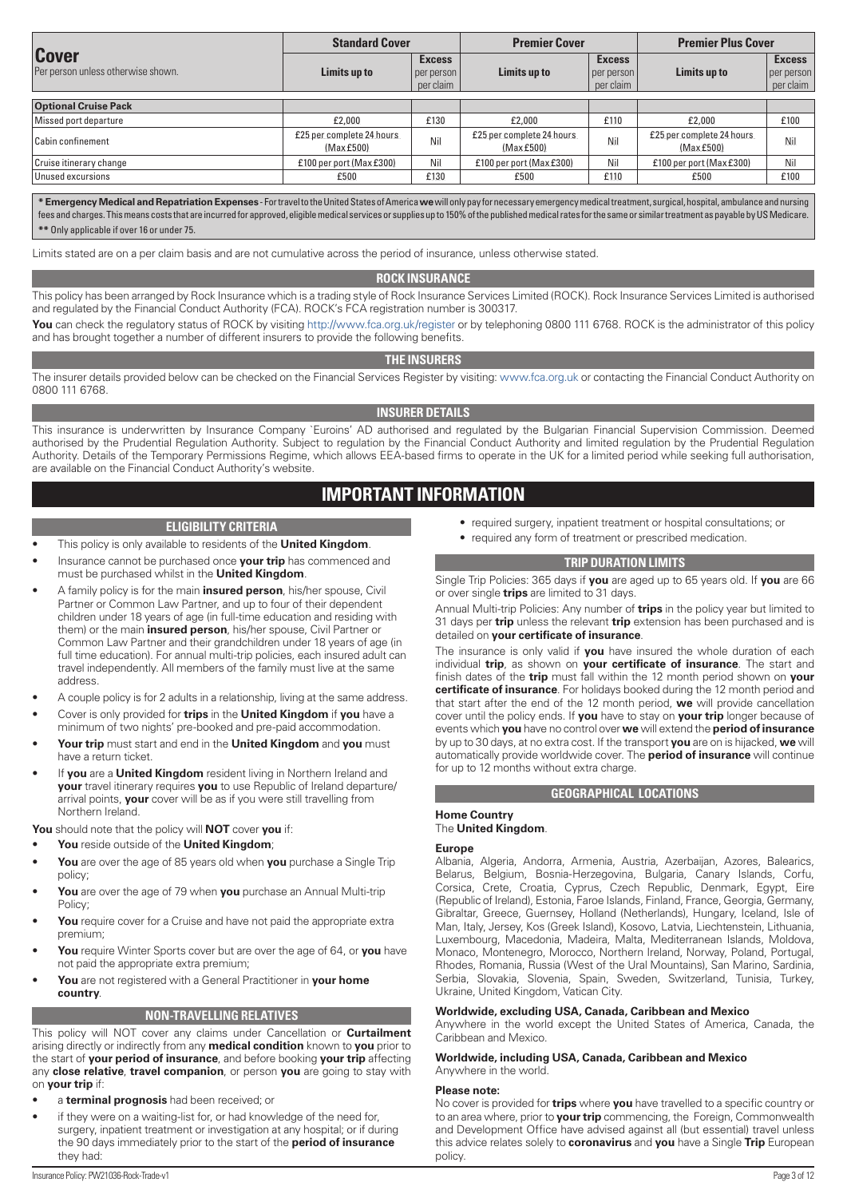| Cover<br>Per person unless otherwise shown. | Standard Cover | | Premier Cover | | Premier Plus Cover | |
|---|---|---|---|---|---|---|
| | Limits up to | Excess per person per claim | Limits up to | Excess per person per claim | Limits up to | Excess per person per claim |
| **Optional Cruise Pack** | | | | | | |
| Missed port departure | £2,000 | £130 | £2,000 | £110 | £2,000 | £100 |
| Cabin confinement | £25 per complete 24 hours (Max £500) | Nil | £25 per complete 24 hours (Max £500) | Nil | £25 per complete 24 hours (Max £500) | Nil |
| Cruise itinerary change | £100 per port (Max £300) | Nil | £100 per port (Max £300) | Nil | £100 per port (Max £300) | Nil |
| Unused excursions | £500 | £130 | £500 | £110 | £500 | £100 |

**\* Emergency Medical and Repatriation Expenses** - For travel to the United States of America **we** will only pay for necessary emergency medical treatment, surgical, hospital, ambulance and nursing fees and charges. This means costs that are incurred for approved, eligible medical services or supplies up to 150% of the published medical rates for the same or similar treatment as payable by US Medicare.
**\*\*** Only applicable if over 16 or under 75.

Limits stated are on a per claim basis and are not cumulative across the period of insurance, unless otherwise stated.

## ROCK INSURANCE

This policy has been arranged by Rock Insurance which is a trading style of Rock Insurance Services Limited (ROCK). Rock Insurance Services Limited is authorised and regulated by the Financial Conduct Authority (FCA). ROCK's FCA registration number is 300317.

**You** can check the regulatory status of ROCK by visiting http://www.fca.org.uk/register or by telephoning 0800 111 6768. ROCK is the administrator of this policy and has brought together a number of different insurers to provide the following benefits.

## THE INSURERS

The insurer details provided below can be checked on the Financial Services Register by visiting: www.fca.org.uk or contacting the Financial Conduct Authority on 0800 111 6768.

## INSURER DETAILS

This insurance is underwritten by Insurance Company `Euroins' AD authorised and regulated by the Bulgarian Financial Supervision Commission. Deemed authorised by the Prudential Regulation Authority. Subject to regulation by the Financial Conduct Authority and limited regulation by the Prudential Regulation Authority. Details of the Temporary Permissions Regime, which allows EEA-based firms to operate in the UK for a limited period while seeking full authorisation, are available on the Financial Conduct Authority's website.

# IMPORTANT INFORMATION

## ELIGIBILITY CRITERIA

- This policy is only available to residents of the **United Kingdom**.
- Insurance cannot be purchased once **your trip** has commenced and must be purchased whilst in the **United Kingdom**.
- A family policy is for the main **insured person**, his/her spouse, Civil Partner or Common Law Partner, and up to four of their dependent children under 18 years of age (in full-time education and residing with them) or the main **insured person**, his/her spouse, Civil Partner or Common Law Partner and their grandchildren under 18 years of age (in full time education). For annual multi-trip policies, each insured adult can travel independently. All members of the family must live at the same address.
- A couple policy is for 2 adults in a relationship, living at the same address.
- Cover is only provided for **trips** in the **United Kingdom** if **you** have a minimum of two nights' pre-booked and pre-paid accommodation.
- **Your trip** must start and end in the **United Kingdom** and **you** must have a return ticket.
- If **you** are a **United Kingdom** resident living in Northern Ireland and **your** travel itinerary requires **you** to use Republic of Ireland departure/arrival points, **your** cover will be as if you were still travelling from Northern Ireland.

**You** should note that the policy will **NOT** cover **you** if:

- **You** reside outside of the **United Kingdom**;
- **You** are over the age of 85 years old when **you** purchase a Single Trip policy;
- **You** are over the age of 79 when **you** purchase an Annual Multi-trip Policy;
- **You** require cover for a Cruise and have not paid the appropriate extra premium;
- **You** require Winter Sports cover but are over the age of 64, or **you** have not paid the appropriate extra premium;
- **You** are not registered with a General Practitioner in **your home country**.

## NON-TRAVELLING RELATIVES

This policy will NOT cover any claims under Cancellation or **Curtailment** arising directly or indirectly from any **medical condition** known to **you** prior to the start of **your period of insurance**, and before booking **your trip** affecting any **close relative**, **travel companion**, or person **you** are going to stay with on **your trip** if:

- a **terminal prognosis** had been received; or
- if they were on a waiting-list for, or had knowledge of the need for, surgery, inpatient treatment or investigation at any hospital; or if during the 90 days immediately prior to the start of the **period of insurance** they had:
  - required surgery, inpatient treatment or hospital consultations; or
  - required any form of treatment or prescribed medication.

## TRIP DURATION LIMITS

Single Trip Policies: 365 days if **you** are aged up to 65 years old. If **you** are 66 or over single **trips** are limited to 31 days.

Annual Multi-trip Policies: Any number of **trips** in the policy year but limited to 31 days per **trip** unless the relevant **trip** extension has been purchased and is detailed on **your certificate of insurance**.

The insurance is only valid if **you** have insured the whole duration of each individual **trip**, as shown on **your certificate of insurance**. The start and finish dates of the **trip** must fall within the 12 month period shown on **your certificate of insurance**. For holidays booked during the 12 month period and that start after the end of the 12 month period, **we** will provide cancellation cover until the policy ends. If **you** have to stay on **your trip** longer because of events which **you** have no control over **we** will extend the **period of insurance** by up to 30 days, at no extra cost. If the transport **you** are on is hijacked, **we** will automatically provide worldwide cover. The **period of insurance** will continue for up to 12 months without extra charge.

## GEOGRAPHICAL LOCATIONS

**Home Country**
The **United Kingdom**.

**Europe**
Albania, Algeria, Andorra, Armenia, Austria, Azerbaijan, Azores, Balearics, Belarus, Belgium, Bosnia-Herzegovina, Bulgaria, Canary Islands, Corfu, Corsica, Crete, Croatia, Cyprus, Czech Republic, Denmark, Egypt, Eire (Republic of Ireland), Estonia, Faroe Islands, Finland, France, Georgia, Germany, Gibraltar, Greece, Guernsey, Holland (Netherlands), Hungary, Iceland, Isle of Man, Italy, Jersey, Kos (Greek Island), Kosovo, Latvia, Liechtenstein, Lithuania, Luxembourg, Macedonia, Madeira, Malta, Mediterranean Islands, Moldova, Monaco, Montenegro, Morocco, Northern Ireland, Norway, Poland, Portugal, Rhodes, Romania, Russia (West of the Ural Mountains), San Marino, Sardinia, Serbia, Slovakia, Slovenia, Spain, Sweden, Switzerland, Tunisia, Turkey, Ukraine, United Kingdom, Vatican City.

**Worldwide, excluding USA, Canada, Caribbean and Mexico**
Anywhere in the world except the United States of America, Canada, the Caribbean and Mexico.

**Worldwide, including USA, Canada, Caribbean and Mexico**
Anywhere in the world.

**Please note:**
No cover is provided for **trips** where **you** have travelled to a specific country or to an area where, prior to **your trip** commencing, the Foreign, Commonwealth and Development Office have advised against all (but essential) travel unless this advice relates solely to **coronavirus** and **you** have a Single **Trip** European policy.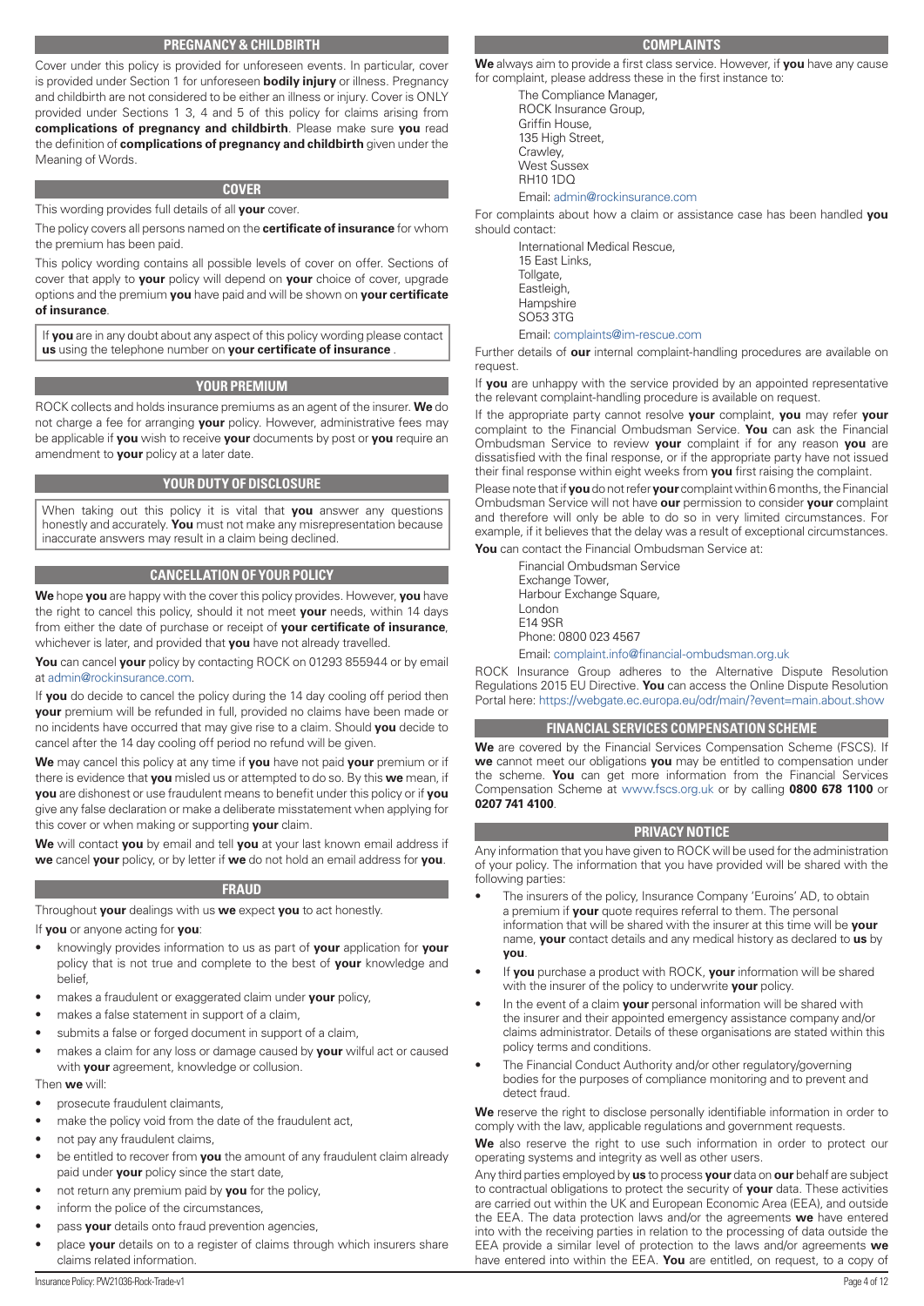## PREGNANCY & CHILDBIRTH

Cover under this policy is provided for unforeseen events. In particular, cover is provided under Section 1 for unforeseen **bodily injury** or illness. Pregnancy and childbirth are not considered to be either an illness or injury. Cover is ONLY provided under Sections 1 3, 4 and 5 of this policy for claims arising from **complications of pregnancy and childbirth**. Please make sure **you** read the definition of **complications of pregnancy and childbirth** given under the Meaning of Words.

## COVER

This wording provides full details of all **your** cover.

The policy covers all persons named on the **certificate of insurance** for whom the premium has been paid.

This policy wording contains all possible levels of cover on offer. Sections of cover that apply to **your** policy will depend on **your** choice of cover, upgrade options and the premium **you** have paid and will be shown on **your certificate of insurance**.

If **you** are in any doubt about any aspect of this policy wording please contact **us** using the telephone number on **your certificate of insurance** .

## YOUR PREMIUM

ROCK collects and holds insurance premiums as an agent of the insurer. **We** do not charge a fee for arranging **your** policy. However, administrative fees may be applicable if **you** wish to receive **your** documents by post or **you** require an amendment to **your** policy at a later date.

## YOUR DUTY OF DISCLOSURE

When taking out this policy it is vital that **you** answer any questions honestly and accurately. **You** must not make any misrepresentation because inaccurate answers may result in a claim being declined.

## CANCELLATION OF YOUR POLICY

**We** hope **you** are happy with the cover this policy provides. However, **you** have the right to cancel this policy, should it not meet **your** needs, within 14 days from either the date of purchase or receipt of **your certificate of insurance**, whichever is later, and provided that **you** have not already travelled.

**You** can cancel **your** policy by contacting ROCK on 01293 855944 or by email at admin@rockinsurance.com.

If **you** do decide to cancel the policy during the 14 day cooling off period then **your** premium will be refunded in full, provided no claims have been made or no incidents have occurred that may give rise to a claim. Should **you** decide to cancel after the 14 day cooling off period no refund will be given.

**We** may cancel this policy at any time if **you** have not paid **your** premium or if there is evidence that **you** misled us or attempted to do so. By this **we** mean, if **you** are dishonest or use fraudulent means to benefit under this policy or if **you** give any false declaration or make a deliberate misstatement when applying for this cover or when making or supporting **your** claim.

**We** will contact **you** by email and tell **you** at your last known email address if **we** cancel **your** policy, or by letter if **we** do not hold an email address for **you**.

## FRAUD

Throughout **your** dealings with us **we** expect **you** to act honestly.

If **you** or anyone acting for **you**:

- knowingly provides information to us as part of **your** application for **your** policy that is not true and complete to the best of **your** knowledge and belief,
- makes a fraudulent or exaggerated claim under **your** policy,
- makes a false statement in support of a claim,
- submits a false or forged document in support of a claim,
- makes a claim for any loss or damage caused by **your** wilful act or caused with **your** agreement, knowledge or collusion.

Then **we** will:

- prosecute fraudulent claimants,
- make the policy void from the date of the fraudulent act,
- not pay any fraudulent claims,
- be entitled to recover from **you** the amount of any fraudulent claim already paid under **your** policy since the start date,
- not return any premium paid by **you** for the policy,
- inform the police of the circumstances,
- pass **your** details onto fraud prevention agencies,
- place **your** details on to a register of claims through which insurers share claims related information.

## COMPLAINTS

**We** always aim to provide a first class service. However, if **you** have any cause for complaint, please address these in the first instance to:

The Compliance Manager,
ROCK Insurance Group,
Griffin House,
135 High Street,
Crawley,
West Sussex
RH10 1DQ
Email: admin@rockinsurance.com

For complaints about how a claim or assistance case has been handled **you** should contact:

International Medical Rescue,
15 East Links,
Tollgate,
Eastleigh,
Hampshire
SO53 3TG
Email: complaints@im-rescue.com

Further details of **our** internal complaint-handling procedures are available on request.

If **you** are unhappy with the service provided by an appointed representative the relevant complaint-handling procedure is available on request.

If the appropriate party cannot resolve **your** complaint, **you** may refer **your** complaint to the Financial Ombudsman Service. **You** can ask the Financial Ombudsman Service to review **your** complaint if for any reason **you** are dissatisfied with the final response, or if the appropriate party have not issued their final response within eight weeks from **you** first raising the complaint.

Please note that if **you** do not refer **your** complaint within 6 months, the Financial Ombudsman Service will not have **our** permission to consider **your** complaint and therefore will only be able to do so in very limited circumstances. For example, if it believes that the delay was a result of exceptional circumstances.

**You** can contact the Financial Ombudsman Service at:

Financial Ombudsman Service
Exchange Tower,
Harbour Exchange Square,
London
E14 9SR
Phone: 0800 023 4567
Email: complaint.info@financial-ombudsman.org.uk

ROCK Insurance Group adheres to the Alternative Dispute Resolution Regulations 2015 EU Directive. **You** can access the Online Dispute Resolution Portal here: https://webgate.ec.europa.eu/odr/main/?event=main.about.show

## FINANCIAL SERVICES COMPENSATION SCHEME

**We** are covered by the Financial Services Compensation Scheme (FSCS). If **we** cannot meet our obligations **you** may be entitled to compensation under the scheme. **You** can get more information from the Financial Services Compensation Scheme at www.fscs.org.uk or by calling **0800 678 1100** or **0207 741 4100**.

## PRIVACY NOTICE

Any information that you have given to ROCK will be used for the administration of your policy. The information that you have provided will be shared with the following parties:

- The insurers of the policy, Insurance Company 'Euroins' AD, to obtain a premium if **your** quote requires referral to them. The personal information that will be shared with the insurer at this time will be **your** name, **your** contact details and any medical history as declared to **us** by **you**.
- If **you** purchase a product with ROCK, **your** information will be shared with the insurer of the policy to underwrite **your** policy.
- In the event of a claim **your** personal information will be shared with the insurer and their appointed emergency assistance company and/or claims administrator. Details of these organisations are stated within this policy terms and conditions.
- The Financial Conduct Authority and/or other regulatory/governing bodies for the purposes of compliance monitoring and to prevent and detect fraud.

**We** reserve the right to disclose personally identifiable information in order to comply with the law, applicable regulations and government requests.

**We** also reserve the right to use such information in order to protect our operating systems and integrity as well as other users.

Any third parties employed by **us** to process **your** data on **our** behalf are subject to contractual obligations to protect the security of **your** data. These activities are carried out within the UK and European Economic Area (EEA), and outside the EEA. The data protection laws and/or the agreements **we** have entered into with the receiving parties in relation to the processing of data outside the EEA provide a similar level of protection to the laws and/or agreements **we** have entered into within the EEA. **You** are entitled, on request, to a copy of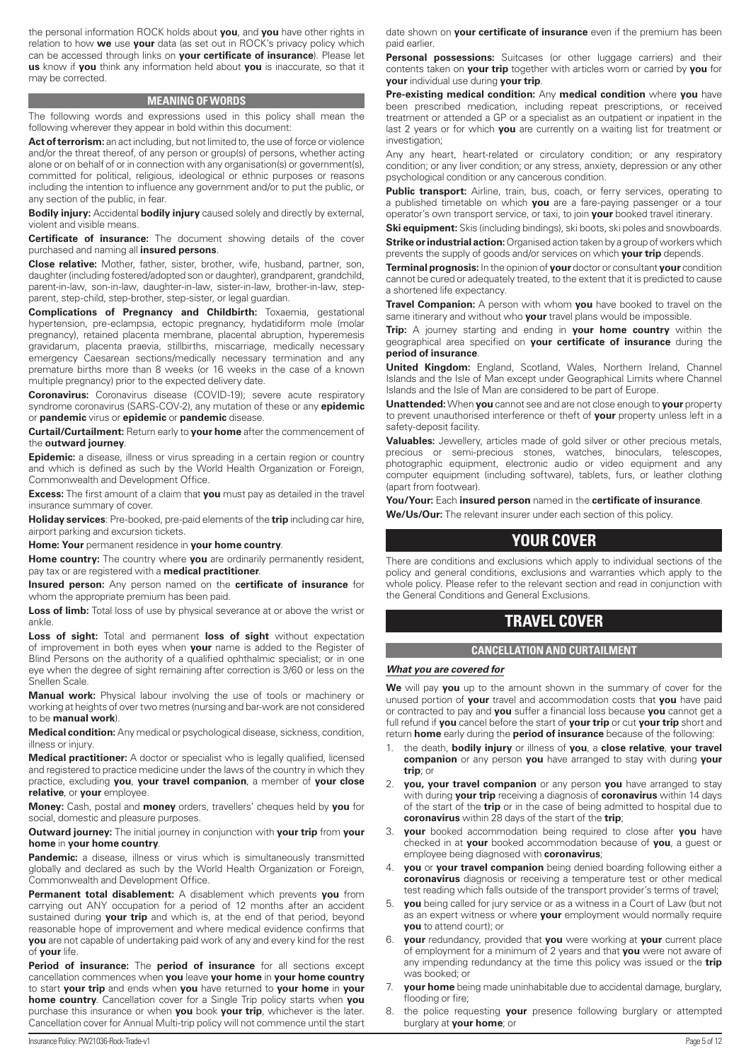the personal information ROCK holds about **you**, and **you** have other rights in relation to how **we** use **your** data (as set out in ROCK's privacy policy which can be accessed through links on **your certificate of insurance**). Please let **us** know if **you** think any information held about **you** is inaccurate, so that it may be corrected.

## MEANING OF WORDS

The following words and expressions used in this policy shall mean the following wherever they appear in bold within this document:

**Act of terrorism:** an act including, but not limited to, the use of force or violence and/or the threat thereof, of any person or group(s) of persons, whether acting alone or on behalf of or in connection with any organisation(s) or government(s), committed for political, religious, ideological or ethnic purposes or reasons including the intention to influence any government and/or to put the public, or any section of the public, in fear.

**Bodily injury:** Accidental **bodily injury** caused solely and directly by external, violent and visible means.

**Certificate of insurance:** The document showing details of the cover purchased and naming all **insured persons**.

**Close relative:** Mother, father, sister, brother, wife, husband, partner, son, daughter (including fostered/adopted son or daughter), grandparent, grandchild, parent-in-law, son-in-law, daughter-in-law, sister-in-law, brother-in-law, step-parent, step-child, step-brother, step-sister, or legal guardian.

**Complications of Pregnancy and Childbirth:** Toxaemia, gestational hypertension, pre-eclampsia, ectopic pregnancy, hydatidiform mole (molar pregnancy), retained placenta membrane, placental abruption, hyperemesis gravidarum, placenta praevia, stillbirths, miscarriage, medically necessary emergency Caesarean sections/medically necessary termination and any premature births more than 8 weeks (or 16 weeks in the case of a known multiple pregnancy) prior to the expected delivery date.

**Coronavirus:** Coronavirus disease (COVID-19); severe acute respiratory syndrome coronavirus (SARS-COV-2), any mutation of these or any **epidemic** or **pandemic** virus or **epidemic** or **pandemic** disease.

**Curtail/Curtailment:** Return early to **your home** after the commencement of the **outward journey**.

**Epidemic:** a disease, illness or virus spreading in a certain region or country and which is defined as such by the World Health Organization or Foreign, Commonwealth and Development Office.

**Excess:** The first amount of a claim that **you** must pay as detailed in the travel insurance summary of cover.

**Holiday services**: Pre-booked, pre-paid elements of the **trip** including car hire, airport parking and excursion tickets.

**Home: Your** permanent residence in **your home country**.

**Home country:** The country where **you** are ordinarily permanently resident, pay tax or are registered with a **medical practitioner**.

**Insured person:** Any person named on the **certificate of insurance** for whom the appropriate premium has been paid.

**Loss of limb:** Total loss of use by physical severance at or above the wrist or ankle.

**Loss of sight:** Total and permanent **loss of sight** without expectation of improvement in both eyes when **your** name is added to the Register of Blind Persons on the authority of a qualified ophthalmic specialist; or in one eye when the degree of sight remaining after correction is 3/60 or less on the Snellen Scale.

**Manual work:** Physical labour involving the use of tools or machinery or working at heights of over two metres (nursing and bar-work are not considered to be **manual work**).

**Medical condition:** Any medical or psychological disease, sickness, condition, illness or injury.

**Medical practitioner:** A doctor or specialist who is legally qualified, licensed and registered to practice medicine under the laws of the country in which they practice, excluding **you**, **your travel companion**, a member of **your close relative**, or **your** employee.

**Money:** Cash, postal and **money** orders, travellers' cheques held by **you** for social, domestic and pleasure purposes.

**Outward journey:** The initial journey in conjunction with **your trip** from **your home** in **your home country**.

**Pandemic:** a disease, illness or virus which is simultaneously transmitted globally and declared as such by the World Health Organization or Foreign, Commonwealth and Development Office.

**Permanent total disablement:** A disablement which prevents **you** from carrying out ANY occupation for a period of 12 months after an accident sustained during **your trip** and which is, at the end of that period, beyond reasonable hope of improvement and where medical evidence confirms that **you** are not capable of undertaking paid work of any and every kind for the rest of **your** life.

**Period of insurance:** The **period of insurance** for all sections except cancellation commences when **you** leave **your home** in **your home country** to start **your trip** and ends when **you** have returned to **your home** in **your home country**. Cancellation cover for a Single Trip policy starts when **you** purchase this insurance or when **you** book **your trip**, whichever is the later. Cancellation cover for Annual Multi-trip policy will not commence until the start date shown on **your certificate of insurance** even if the premium has been paid earlier.

**Personal possessions:** Suitcases (or other luggage carriers) and their contents taken on **your trip** together with articles worn or carried by **you** for **your** individual use during **your trip**.

**Pre-existing medical condition:** Any **medical condition** where **you** have been prescribed medication, including repeat prescriptions, or received treatment or attended a GP or a specialist as an outpatient or inpatient in the last 2 years or for which **you** are currently on a waiting list for treatment or investigation;

Any any heart, heart-related or circulatory condition; or any respiratory condition; or any liver condition; or any stress, anxiety, depression or any other psychological condition or any cancerous condition.

**Public transport:** Airline, train, bus, coach, or ferry services, operating to a published timetable on which **you** are a fare-paying passenger or a tour operator's own transport service, or taxi, to join **your** booked travel itinerary.

**Ski equipment:** Skis (including bindings), ski boots, ski poles and snowboards.

**Strike or industrial action:** Organised action taken by a group of workers which prevents the supply of goods and/or services on which **your trip** depends.

**Terminal prognosis:** In the opinion of **your** doctor or consultant **your** condition cannot be cured or adequately treated, to the extent that it is predicted to cause a shortened life expectancy.

**Travel Companion:** A person with whom **you** have booked to travel on the same itinerary and without who **your** travel plans would be impossible.

**Trip:** A journey starting and ending in **your home country** within the geographical area specified on **your certificate of insurance** during the **period of insurance**.

**United Kingdom:** England, Scotland, Wales, Northern Ireland, Channel Islands and the Isle of Man except under Geographical Limits where Channel Islands and the Isle of Man are considered to be part of Europe.

**Unattended:** When **you** cannot see and are not close enough to **your** property to prevent unauthorised interference or theft of **your** property unless left in a safety-deposit facility.

**Valuables:** Jewellery, articles made of gold silver or other precious metals, precious or semi-precious stones, watches, binoculars, telescopes, photographic equipment, electronic audio or video equipment and any computer equipment (including software), tablets, furs, or leather clothing (apart from footwear).

**You/Your:** Each **insured person** named in the **certificate of insurance**.

**We/Us/Our:** The relevant insurer under each section of this policy.

# YOUR COVER

There are conditions and exclusions which apply to individual sections of the policy and general conditions, exclusions and warranties which apply to the whole policy. Please refer to the relevant section and read in conjunction with the General Conditions and General Exclusions.

# TRAVEL COVER

## CANCELLATION AND CURTAILMENT

***What you are covered for***

**We** will pay **you** up to the amount shown in the summary of cover for the unused portion of **your** travel and accommodation costs that **you** have paid or contracted to pay and **you** suffer a financial loss because **you** cannot get a full refund if **you** cancel before the start of **your trip** or cut **your trip** short and return **home** early during the **period of insurance** because of the following:

1. the death, **bodily injury** or illness of **you**, a **close relative**, **your travel companion** or any person **you** have arranged to stay with during **your trip**; or
2. **you, your travel companion** or any person **you** have arranged to stay with during **your trip** receiving a diagnosis of **coronavirus** within 14 days of the start of the **trip** or in the case of being admitted to hospital due to **coronavirus** within 28 days of the start of the **trip**;
3. **your** booked accommodation being required to close after **you** have checked in at **your** booked accommodation because of **you**, a guest or employee being diagnosed with **coronavirus**;
4. **you** or **your travel companion** being denied boarding following either a **coronavirus** diagnosis or receiving a temperature test or other medical test reading which falls outside of the transport provider's terms of travel;
5. **you** being called for jury service or as a witness in a Court of Law (but not as an expert witness or where **your** employment would normally require **you** to attend court); or
6. **your** redundancy, provided that **you** were working at **your** current place of employment for a minimum of 2 years and that **you** were not aware of any impending redundancy at the time this policy was issued or the **trip** was booked; or
7. **your home** being made uninhabitable due to accidental damage, burglary, flooding or fire;
8. the police requesting **your** presence following burglary or attempted burglary at **your home**; or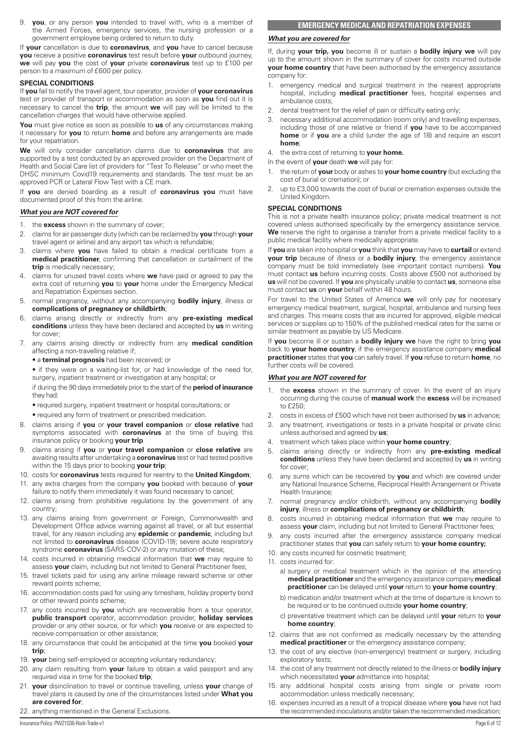9. **you**, or any person **you** intended to travel with, who is a member of the Armed Forces, emergency services, the nursing profession or a government employee being ordered to return to duty.

If **your** cancellation is due to **coronavirus**, and **you** have to cancel because **you** receive a positive **coronavirus** test result before **your** outbound journey, **we** will pay **you** the cost of **your** private **coronavirus** test up to £100 per person to a maximum of £600 per policy.

**SPECIAL CONDITIONS**

If **you** fail to notify the travel agent, tour operator, provider of **your coronavirus** test or provider of transport or accommodation as soon as **you** find out it is necessary to cancel the **trip**, the amount **we** will pay will be limited to the cancellation charges that would have otherwise applied.

**You** must give notice as soon as possible to **us** of any circumstances making it necessary for **you** to return **home** and before any arrangements are made for your repatriation.

**We** will only consider cancellation claims due to **coronavirus** that are supported by a test conducted by an approved provider on the Department of Health and Social Care list of providers for "Test To Release" or who meet the DHSC minimum Covid19 requirements and standards. The test must be an approved PCR or Lateral Flow Test with a CE mark.

If **you** are denied boarding as a result of **coronavirus you** must have documented proof of this from the airline.

***What you are NOT covered for***

1. the **excess** shown in the summary of cover;
2. claims for air passenger duty (which can be reclaimed by **you** through **your** travel agent or airline) and any airport tax which is refundable;
3. claims where **you** have failed to obtain a medical certificate from a **medical practitioner**, confirming that cancellation or curtailment of the **trip** is medically necessary;
4. claims for unused travel costs where **we** have paid or agreed to pay the extra cost of returning **you** to **your** home under the Emergency Medical and Repatriation Expenses section.
5. normal pregnancy, without any accompanying **bodily injury**, illness or **complications of pregnancy or childbirth**;
6. claims arising directly or indirectly from any **pre-existing medical conditions** unless they have been declared and accepted by **us** in writing for cover;
7. any claims arising directly or indirectly from any **medical condition** affecting a non-travelling relative if;
   - a **terminal prognosis** had been received; or
   - if they were on a waiting-list for, or had knowledge of the need for, surgery, inpatient treatment or investigation at any hospital; or

   if during the 90 days immediately prior to the start of the **period of insurance** they had:
   - required surgery, inpatient treatment or hospital consultations; or
   - required any form of treatment or prescribed medication.
8. claims arising if **you** or **your travel companion** or **close relative** had symptoms associated with **coronavirus** at the time of buying this insurance policy or booking **your trip**.
9. claims arising if **you** or **your travel companion** or **close relative** are awaiting results after undertaking a **coronavirus** test or had tested positive within the 15 days prior to booking **your trip**;
10. costs for **coronavirus** tests required for reentry to the **United Kingdom**;
11. any extra charges from the company **you** booked with because of **your** failure to notify them immediately it was found necessary to cancel;
12. claims arising from prohibitive regulations by the government of any country;
13. any claims arising from government or Foreign, Commonwealth and Development Office advice warning against all travel, or all but essential travel, for any reason including any **epidemic** or **pandemic**, including but not limited to **coronavirus** disease (COVID-19); severe acute respiratory syndrome **coronavirus** (SARS-COV-2) or any mutation of these;
14. costs incurred in obtaining medical information that **we** may require to assess **your** claim, including but not limited to General Practitioner fees;
15. travel tickets paid for using any airline mileage reward scheme or other reward points scheme;
16. accommodation costs paid for using any timeshare, holiday property bond or other reward points scheme;
17. any costs incurred by **you** which are recoverable from a tour operator, **public transport** operator, accommodation provider, **holiday services** provider or any other source, or for which **you** receive or are expected to receive compensation or other assistance;
18. any circumstance that could be anticipated at the time **you** booked **your trip**;
19. **your** being self-employed or accepting voluntary redundancy;
20. any claim resulting from **your** failure to obtain a valid passport and any required visa in time for the booked **trip**;
21. **your** disinclination to travel or continue travelling, unless **your** change of travel plans is caused by one of the circumstances listed under **What you are covered for**;
22. anything mentioned in the General Exclusions.

## EMERGENCY MEDICAL AND REPATRIATION EXPENSES

***What you are covered for***

If, during **your trip, you** become ill or sustain a **bodily injury we** will pay up to the amount shown in the summary of cover for costs incurred outside **your home country** that have been authorised by the emergency assistance company for:

1. emergency medical and surgical treatment in the nearest appropriate hospital, including **medical practitioner** fees, hospital expenses and ambulance costs;
2. dental treatment for the relief of pain or difficulty eating only;
3. necessary additional accommodation (room only) and travelling expenses, including those of one relative or friend if **you** have to be accompanied **home** or if **you** are a child (under the age of 18) and require an escort **home**;
4. the extra cost of returning to **your home.**

In the event of **your** death **we** will pay for:

1. the return of **your** body or ashes to **your home country** (but excluding the cost of burial or cremation); or
2. up to £3,000 towards the cost of burial or cremation expenses outside the United Kingdom.

**SPECIAL CONDITIONS**

This is not a private health insurance policy; private medical treatment is not covered unless authorised specifically by the emergency assistance service. **We** reserve the right to organise a transfer from a private medical facility to a public medical facility where medically appropriate.

If **you** are taken into hospital or **you** think that **you** may have to **curtail** or extend **your trip** because of illness or a **bodily injury**, the emergency assistance company must be told immediately (see important contact numbers). **You** must contact **us** before incurring costs. Costs above £500 not authorised by **us** will not be covered. If **you** are physically unable to contact **us**, someone else must contact **us** on **your** behalf within 48 hours.

For travel to the United States of America **we** will only pay for necessary emergency medical treatment, surgical, hospital, ambulance and nursing fees and charges. This means costs that are incurred for approved, eligible medical services or supplies up to 150% of the published medical rates for the same or similar treatment as payable by US Medicare.

If **you** become ill or sustain a **bodily injury we** have the right to bring **you** back to **your home country**, if the emergency assistance company **medical practitioner** states that **you** can safely travel. If **you** refuse to return **home**, no further costs will be covered.

***What you are NOT covered for***

1. the **excess** shown in the summary of cover. In the event of an injury occurring during the course of **manual work** the **excess** will be increased to £250;
2. costs in excess of £500 which have not been authorised by **us** in advance;
3. any treatment, investigations or tests in a private hospital or private clinic unless authorised and agreed by **us**;
4. treatment which takes place within **your home country**;
5. claims arising directly or indirectly from any **pre-existing medical conditions** unless they have been declared and accepted by **us** in writing for cover;
6. any sums which can be recovered by **you** and which are covered under any National Insurance Scheme, Reciprocal Health Arrangement or Private Health Insurance;
7. normal pregnancy and/or childbirth, without any accompanying **bodily injury**, illness or **complications of pregnancy or childbirth**;
8. costs incurred in obtaining medical information that **we** may require to assess **your** claim, including but not limited to General Practitioner fees;
9. any costs incurred after the emergency assistance company medical practitioner states that **you** can safely return to **your home country;**
10. any costs incurred for cosmetic treatment;
11. costs incurred for:
    a) surgery or medical treatment which in the opinion of the attending **medical practitioner** and the emergency assistance company **medical practitioner** can be delayed until **your** return to **your home country**;
    b) medication and/or treatment which at the time of departure is known to be required or to be continued outside **your home country**;
    c) preventative treatment which can be delayed until **your** return to **your home country**;
12. claims that are not confirmed as medically necessary by the attending **medical practitioner** or the emergency assistance company;
13. the cost of any elective (non-emergency) treatment or surgery, including exploratory tests;
14. the cost of any treatment not directly related to the illness or **bodily injury** which necessitated **your** admittance into hospital;
15. any additional hospital costs arising from single or private room accommodation unless medically necessary;
16. expenses incurred as a result of a tropical disease where **you** have not had the recommended inoculations and/or taken the recommended medication;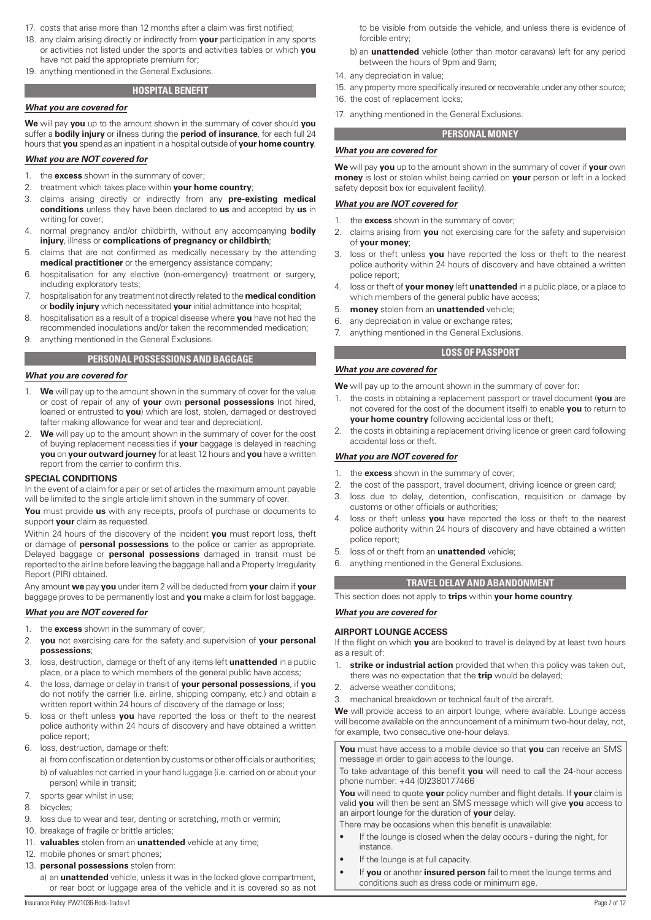17. costs that arise more than 12 months after a claim was first notified;
18. any claim arising directly or indirectly from **your** participation in any sports or activities not listed under the sports and activities tables or which **you** have not paid the appropriate premium for;
19. anything mentioned in the General Exclusions.

## HOSPITAL BENEFIT

***What you are covered for***

**We** will pay **you** up to the amount shown in the summary of cover should **you** suffer a **bodily injury** or illness during the **period of insurance**, for each full 24 hours that **you** spend as an inpatient in a hospital outside of **your home country**.

***What you are NOT covered for***

1. the **excess** shown in the summary of cover;
2. treatment which takes place within **your home country**;
3. claims arising directly or indirectly from any **pre-existing medical conditions** unless they have been declared to **us** and accepted by **us** in writing for cover;
4. normal pregnancy and/or childbirth, without any accompanying **bodily injury**, illness or **complications of pregnancy or childbirth**;
5. claims that are not confirmed as medically necessary by the attending **medical practitioner** or the emergency assistance company;
6. hospitalisation for any elective (non-emergency) treatment or surgery, including exploratory tests;
7. hospitalisation for any treatment not directly related to the **medical condition** or **bodily injury** which necessitated **your** initial admittance into hospital;
8. hospitalisation as a result of a tropical disease where **you** have not had the recommended inoculations and/or taken the recommended medication;
9. anything mentioned in the General Exclusions.

## PERSONAL POSSESSIONS AND BAGGAGE

***What you are covered for***

1. **We** will pay up to the amount shown in the summary of cover for the value or cost of repair of any of **your** own **personal possessions** (not hired, loaned or entrusted to **you**) which are lost, stolen, damaged or destroyed (after making allowance for wear and tear and depreciation).
2. **We** will pay up to the amount shown in the summary of cover for the cost of buying replacement necessities if **your** baggage is delayed in reaching **you** on **your outward journey** for at least 12 hours and **you** have a written report from the carrier to confirm this.

**SPECIAL CONDITIONS**

In the event of a claim for a pair or set of articles the maximum amount payable will be limited to the single article limit shown in the summary of cover.

**You** must provide **us** with any receipts, proofs of purchase or documents to support **your** claim as requested.

Within 24 hours of the discovery of the incident **you** must report loss, theft or damage of **personal possessions** to the police or carrier as appropriate. Delayed baggage or **personal possessions** damaged in transit must be reported to the airline before leaving the baggage hall and a Property Irregularity Report (PIR) obtained.

Any amount **we** pay **you** under item 2 will be deducted from **your** claim if **your** baggage proves to be permanently lost and **you** make a claim for lost baggage.

***What you are NOT covered for***

1. the **excess** shown in the summary of cover;
2. **you** not exercising care for the safety and supervision of **your personal possessions**;
3. loss, destruction, damage or theft of any items left **unattended** in a public place, or a place to which members of the general public have access;
4. the loss, damage or delay in transit of **your personal possessions**, if **you** do not notify the carrier (i.e. airline, shipping company, etc.) and obtain a written report within 24 hours of discovery of the damage or loss;
5. loss or theft unless **you** have reported the loss or theft to the nearest police authority within 24 hours of discovery and have obtained a written police report;
6. loss, destruction, damage or theft:
   a) from confiscation or detention by customs or other officials or authorities;
   b) of valuables not carried in your hand luggage (i.e. carried on or about your person) while in transit;
7. sports gear whilst in use;
8. bicycles;
9. loss due to wear and tear, denting or scratching, moth or vermin;
10. breakage of fragile or brittle articles;
11. **valuables** stolen from an **unattended** vehicle at any time;
12. mobile phones or smart phones;
13. **personal possessions** stolen from:
    a) an **unattended** vehicle, unless it was in the locked glove compartment, or rear boot or luggage area of the vehicle and it is covered so as not to be visible from outside the vehicle, and unless there is evidence of forcible entry;
    b) an **unattended** vehicle (other than motor caravans) left for any period between the hours of 9pm and 9am;
14. any depreciation in value;
15. any property more specifically insured or recoverable under any other source;
16. the cost of replacement locks;
17. anything mentioned in the General Exclusions.

## PERSONAL MONEY

***What you are covered for***

**We** will pay **you** up to the amount shown in the summary of cover if **your** own **money** is lost or stolen whilst being carried on **your** person or left in a locked safety deposit box (or equivalent facility).

***What you are NOT covered for***

1. the **excess** shown in the summary of cover;
2. claims arising from **you** not exercising care for the safety and supervision of **your money**;
3. loss or theft unless **you** have reported the loss or theft to the nearest police authority within 24 hours of discovery and have obtained a written police report;
4. loss or theft of **your money** left **unattended** in a public place, or a place to which members of the general public have access;
5. **money** stolen from an **unattended** vehicle;
6. any depreciation in value or exchange rates;
7. anything mentioned in the General Exclusions.

## LOSS OF PASSPORT

***What you are covered for***

**We** will pay up to the amount shown in the summary of cover for:

1. the costs in obtaining a replacement passport or travel document (**you** are not covered for the cost of the document itself) to enable **you** to return to **your home country** following accidental loss or theft;
2. the costs in obtaining a replacement driving licence or green card following accidental loss or theft.

***What you are NOT covered for***

1. the **excess** shown in the summary of cover;
2. the cost of the passport, travel document, driving licence or green card;
3. loss due to delay, detention, confiscation, requisition or damage by customs or other officials or authorities;
4. loss or theft unless **you** have reported the loss or theft to the nearest police authority within 24 hours of discovery and have obtained a written police report;
5. loss of or theft from an **unattended** vehicle;
6. anything mentioned in the General Exclusions.

## TRAVEL DELAY AND ABANDONMENT

This section does not apply to **trips** within **your home country**.

***What you are covered for***

**AIRPORT LOUNGE ACCESS**

If the flight on which **you** are booked to travel is delayed by at least two hours as a result of:

1. **strike or industrial action** provided that when this policy was taken out, there was no expectation that the **trip** would be delayed;
2. adverse weather conditions;
3. mechanical breakdown or technical fault of the aircraft.

**We** will provide access to an airport lounge, where available. Lounge access will become available on the announcement of a minimum two-hour delay, not, for example, two consecutive one-hour delays.

**You** must have access to a mobile device so that **you** can receive an SMS message in order to gain access to the lounge.

To take advantage of this benefit **you** will need to call the 24-hour access phone number: +44 (0)2380177466

**You** will need to quote **your** policy number and flight details. If **your** claim is valid **you** will then be sent an SMS message which will give **you** access to an airport lounge for the duration of **your** delay.

There may be occasions when this benefit is unavailable:

- If the lounge is closed when the delay occurs - during the night, for instance.
- If the lounge is at full capacity.
- If **you** or another **insured person** fail to meet the lounge terms and conditions such as dress code or minimum age.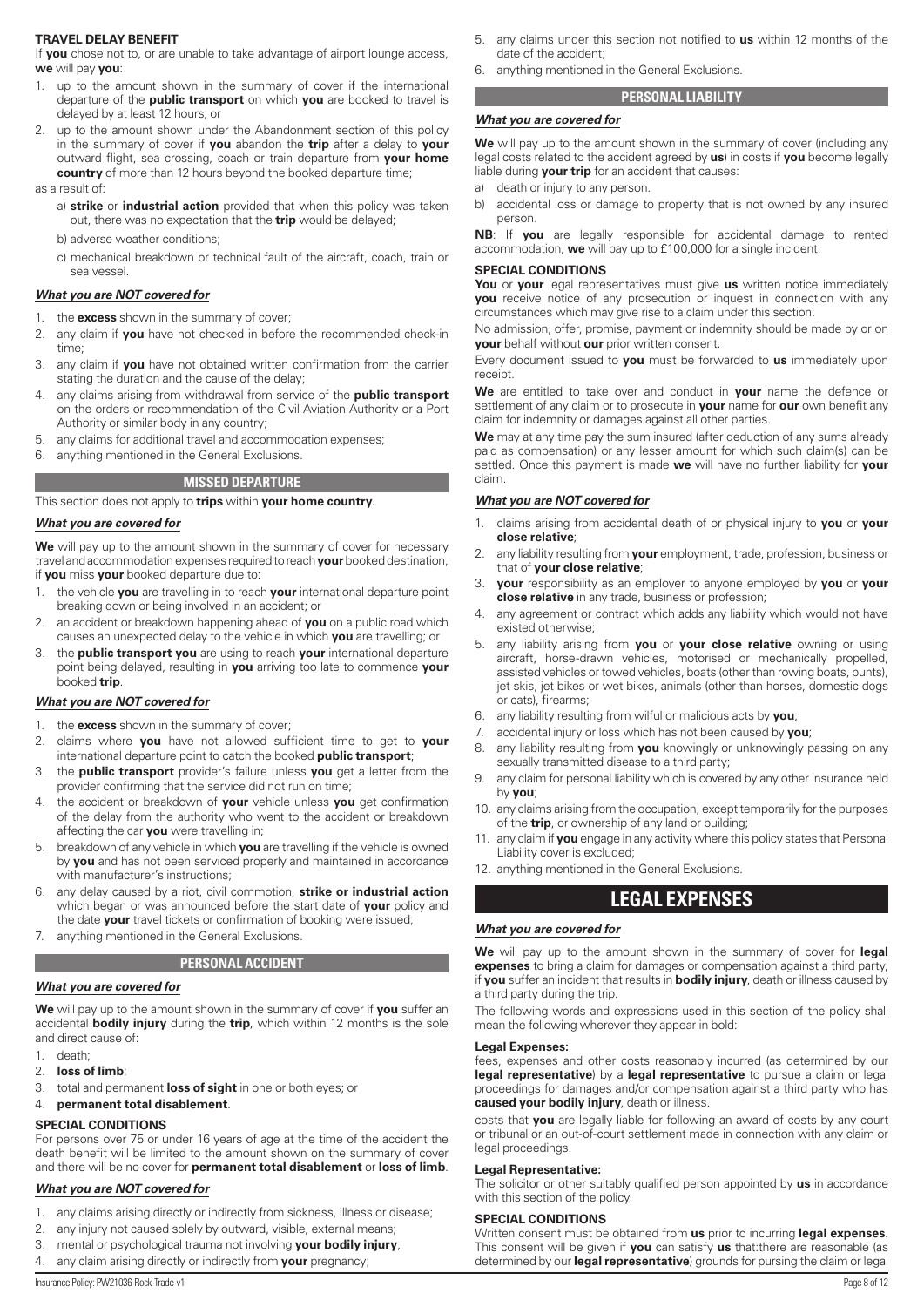**TRAVEL DELAY BENEFIT**

If **you** chose not to, or are unable to take advantage of airport lounge access, **we** will pay **you**:

1. up to the amount shown in the summary of cover if the international departure of the **public transport** on which **you** are booked to travel is delayed by at least 12 hours; or
2. up to the amount shown under the Abandonment section of this policy in the summary of cover if **you** abandon the **trip** after a delay to **your** outward flight, sea crossing, coach or train departure from **your home country** of more than 12 hours beyond the booked departure time;

as a result of:

a) **strike** or **industrial action** provided that when this policy was taken out, there was no expectation that the **trip** would be delayed;

b) adverse weather conditions;

c) mechanical breakdown or technical fault of the aircraft, coach, train or sea vessel.

***What you are NOT covered for***

1. the **excess** shown in the summary of cover;
2. any claim if **you** have not checked in before the recommended check-in time;
3. any claim if **you** have not obtained written confirmation from the carrier stating the duration and the cause of the delay;
4. any claims arising from withdrawal from service of the **public transport** on the orders or recommendation of the Civil Aviation Authority or a Port Authority or similar body in any country;
5. any claims for additional travel and accommodation expenses;
6. anything mentioned in the General Exclusions.

## MISSED DEPARTURE

This section does not apply to **trips** within **your home country**.

***What you are covered for***

**We** will pay up to the amount shown in the summary of cover for necessary travel and accommodation expenses required to reach **your** booked destination, if **you** miss **your** booked departure due to:

1. the vehicle **you** are travelling in to reach **your** international departure point breaking down or being involved in an accident; or
2. an accident or breakdown happening ahead of **you** on a public road which causes an unexpected delay to the vehicle in which **you** are travelling; or
3. the **public transport you** are using to reach **your** international departure point being delayed, resulting in **you** arriving too late to commence **your** booked **trip**.

***What you are NOT covered for***

1. the **excess** shown in the summary of cover;
2. claims where **you** have not allowed sufficient time to get to **your** international departure point to catch the booked **public transport**;
3. the **public transport** provider's failure unless **you** get a letter from the provider confirming that the service did not run on time;
4. the accident or breakdown of **your** vehicle unless **you** get confirmation of the delay from the authority who went to the accident or breakdown affecting the car **you** were travelling in;
5. breakdown of any vehicle in which **you** are travelling if the vehicle is owned by **you** and has not been serviced properly and maintained in accordance with manufacturer's instructions;
6. any delay caused by a riot, civil commotion, **strike or industrial action** which began or was announced before the start date of **your** policy and the date **your** travel tickets or confirmation of booking were issued;
7. anything mentioned in the General Exclusions.

## PERSONAL ACCIDENT

***What you are covered for***

**We** will pay up to the amount shown in the summary of cover if **you** suffer an accidental **bodily injury** during the **trip**, which within 12 months is the sole and direct cause of:

1. death;
2. **loss of limb**;
3. total and permanent **loss of sight** in one or both eyes; or
4. **permanent total disablement**.

**SPECIAL CONDITIONS**

For persons over 75 or under 16 years of age at the time of the accident the death benefit will be limited to the amount shown on the summary of cover and there will be no cover for **permanent total disablement** or **loss of limb**.

***What you are NOT covered for***

1. any claims arising directly or indirectly from sickness, illness or disease;
2. any injury not caused solely by outward, visible, external means;
3. mental or psychological trauma not involving **your bodily injury**;
4. any claim arising directly or indirectly from **your** pregnancy;
5. any claims under this section not notified to **us** within 12 months of the date of the accident;
6. anything mentioned in the General Exclusions.

## PERSONAL LIABILITY

***What you are covered for***

**We** will pay up to the amount shown in the summary of cover (including any legal costs related to the accident agreed by **us**) in costs if **you** become legally liable during **your trip** for an accident that causes:

a) death or injury to any person.

b) accidental loss or damage to property that is not owned by any insured person.

**NB**: If **you** are legally responsible for accidental damage to rented accommodation, **we** will pay up to £100,000 for a single incident.

**SPECIAL CONDITIONS**

**You** or **your** legal representatives must give **us** written notice immediately **you** receive notice of any prosecution or inquest in connection with any circumstances which may give rise to a claim under this section.

No admission, offer, promise, payment or indemnity should be made by or on **your** behalf without **our** prior written consent.

Every document issued to **you** must be forwarded to **us** immediately upon receipt.

**We** are entitled to take over and conduct in **your** name the defence or settlement of any claim or to prosecute in **your** name for **our** own benefit any claim for indemnity or damages against all other parties.

**We** may at any time pay the sum insured (after deduction of any sums already paid as compensation) or any lesser amount for which such claim(s) can be settled. Once this payment is made **we** will have no further liability for **your** claim.

***What you are NOT covered for***

1. claims arising from accidental death of or physical injury to **you** or **your close relative**;
2. any liability resulting from **your** employment, trade, profession, business or that of **your close relative**;
3. **your** responsibility as an employer to anyone employed by **you** or **your close relative** in any trade, business or profession;
4. any agreement or contract which adds any liability which would not have existed otherwise;
5. any liability arising from **you** or **your close relative** owning or using aircraft, horse-drawn vehicles, motorised or mechanically propelled, assisted vehicles or towed vehicles, boats (other than rowing boats, punts), jet skis, jet bikes or wet bikes, animals (other than horses, domestic dogs or cats), firearms;
6. any liability resulting from wilful or malicious acts by **you**;
7. accidental injury or loss which has not been caused by **you**;
8. any liability resulting from **you** knowingly or unknowingly passing on any sexually transmitted disease to a third party;
9. any claim for personal liability which is covered by any other insurance held by **you**;
10. any claims arising from the occupation, except temporarily for the purposes of the **trip**, or ownership of any land or building;
11. any claim if **you** engage in any activity where this policy states that Personal Liability cover is excluded;
12. anything mentioned in the General Exclusions.

# LEGAL EXPENSES

***What you are covered for***

**We** will pay up to the amount shown in the summary of cover for **legal expenses** to bring a claim for damages or compensation against a third party, if **you** suffer an incident that results in **bodily injury**, death or illness caused by a third party during the trip.

The following words and expressions used in this section of the policy shall mean the following wherever they appear in bold:

**Legal Expenses:**

fees, expenses and other costs reasonably incurred (as determined by our **legal representative**) by a **legal representative** to pursue a claim or legal proceedings for damages and/or compensation against a third party who has **caused your bodily injury**, death or illness.

costs that **you** are legally liable for following an award of costs by any court or tribunal or an out-of-court settlement made in connection with any claim or legal proceedings.

**Legal Representative:**

The solicitor or other suitably qualified person appointed by **us** in accordance with this section of the policy.

**SPECIAL CONDITIONS**

Written consent must be obtained from **us** prior to incurring **legal expenses**. This consent will be given if **you** can satisfy **us** that:there are reasonable (as determined by our **legal representative**) grounds for pursing the claim or legal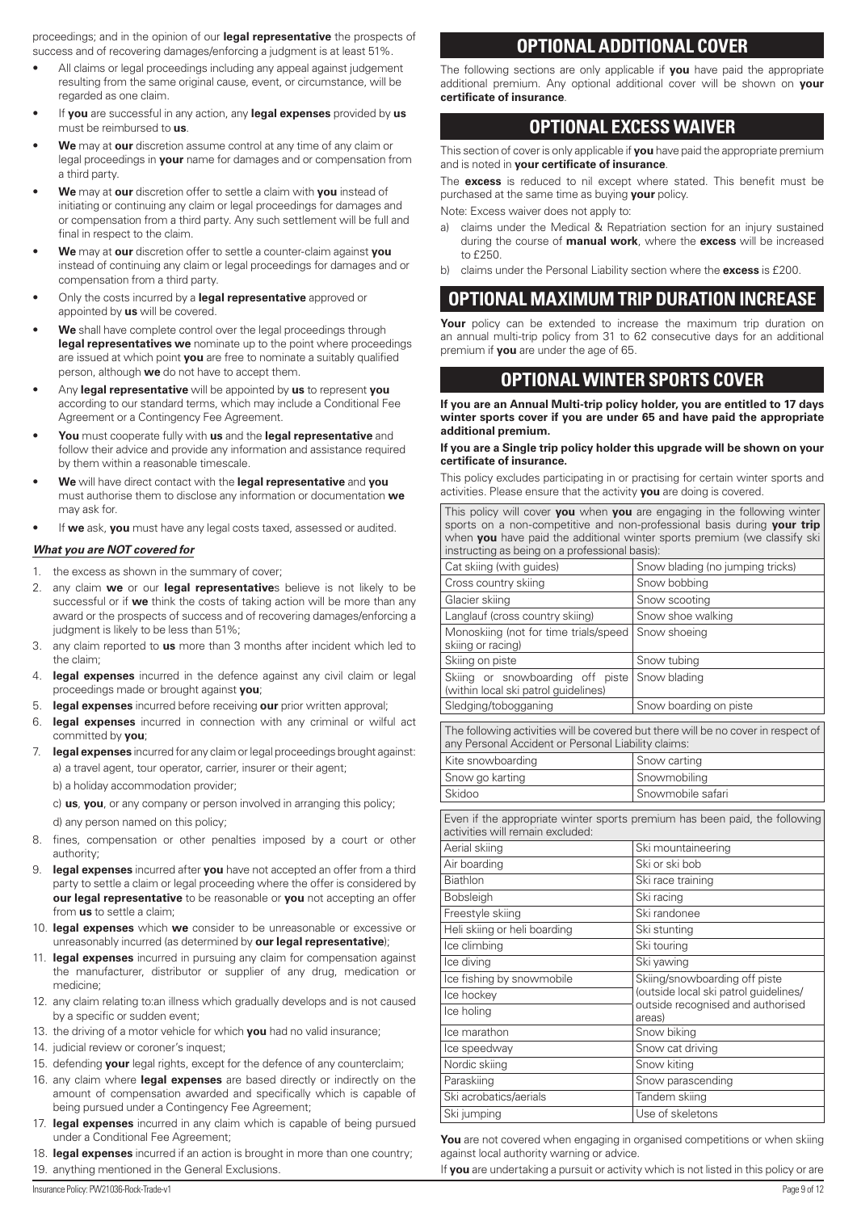proceedings; and in the opinion of our **legal representative** the prospects of success and of recovering damages/enforcing a judgment is at least 51%.

- All claims or legal proceedings including any appeal against judgement resulting from the same original cause, event, or circumstance, will be regarded as one claim.
- If **you** are successful in any action, any **legal expenses** provided by **us** must be reimbursed to **us**.
- **We** may at **our** discretion assume control at any time of any claim or legal proceedings in **your** name for damages and or compensation from a third party.
- **We** may at **our** discretion offer to settle a claim with **you** instead of initiating or continuing any claim or legal proceedings for damages and or compensation from a third party. Any such settlement will be full and final in respect to the claim.
- **We** may at **our** discretion offer to settle a counter-claim against **you** instead of continuing any claim or legal proceedings for damages and or compensation from a third party.
- Only the costs incurred by a **legal representative** approved or appointed by **us** will be covered.
- **We** shall have complete control over the legal proceedings through **legal representatives we** nominate up to the point where proceedings are issued at which point **you** are free to nominate a suitably qualified person, although **we** do not have to accept them.
- Any **legal representative** will be appointed by **us** to represent **you** according to our standard terms, which may include a Conditional Fee Agreement or a Contingency Fee Agreement.
- **You** must cooperate fully with **us** and the **legal representative** and follow their advice and provide any information and assistance required by them within a reasonable timescale.
- **We** will have direct contact with the **legal representative** and **you** must authorise them to disclose any information or documentation **we** may ask for.
- If **we** ask, **you** must have any legal costs taxed, assessed or audited.

***What you are NOT covered for***

1. the excess as shown in the summary of cover;
2. any claim **we** or our **legal representative**s believe is not likely to be successful or if **we** think the costs of taking action will be more than any award or the prospects of success and of recovering damages/enforcing a judgment is likely to be less than 51%;
3. any claim reported to **us** more than 3 months after incident which led to the claim;
4. **legal expenses** incurred in the defence against any civil claim or legal proceedings made or brought against **you**;
5. **legal expenses** incurred before receiving **our** prior written approval;
6. **legal expenses** incurred in connection with any criminal or wilful act committed by **you**;
7. **legal expenses** incurred for any claim or legal proceedings brought against:
   a) a travel agent, tour operator, carrier, insurer or their agent;
   b) a holiday accommodation provider;
   c) **us**, **you**, or any company or person involved in arranging this policy;
   d) any person named on this policy;
8. fines, compensation or other penalties imposed by a court or other authority;
9. **legal expenses** incurred after **you** have not accepted an offer from a third party to settle a claim or legal proceeding where the offer is considered by **our legal representative** to be reasonable or **you** not accepting an offer from **us** to settle a claim;
10. **legal expenses** which **we** consider to be unreasonable or excessive or unreasonably incurred (as determined by **our legal representative**);
11. **legal expenses** incurred in pursuing any claim for compensation against the manufacturer, distributor or supplier of any drug, medication or medicine;
12. any claim relating to:an illness which gradually develops and is not caused by a specific or sudden event;
13. the driving of a motor vehicle for which **you** had no valid insurance;
14. judicial review or coroner's inquest;
15. defending **your** legal rights, except for the defence of any counterclaim;
16. any claim where **legal expenses** are based directly or indirectly on the amount of compensation awarded and specifically which is capable of being pursued under a Contingency Fee Agreement;
17. **legal expenses** incurred in any claim which is capable of being pursued under a Conditional Fee Agreement;
18. **legal expenses** incurred if an action is brought in more than one country;
19. anything mentioned in the General Exclusions.

# OPTIONAL ADDITIONAL COVER

The following sections are only applicable if **you** have paid the appropriate additional premium. Any optional additional cover will be shown on **your certificate of insurance**.

# OPTIONAL EXCESS WAIVER

This section of cover is only applicable if **you** have paid the appropriate premium and is noted in **your certificate of insurance**.

The **excess** is reduced to nil except where stated. This benefit must be purchased at the same time as buying **your** policy.

Note: Excess waiver does not apply to:

a) claims under the Medical & Repatriation section for an injury sustained during the course of **manual work**, where the **excess** will be increased to £250.
b) claims under the Personal Liability section where the **excess** is £200.

# OPTIONAL MAXIMUM TRIP DURATION INCREASE

**Your** policy can be extended to increase the maximum trip duration on an annual multi-trip policy from 31 to 62 consecutive days for an additional premium if **you** are under the age of 65.

# OPTIONAL WINTER SPORTS COVER

**If you are an Annual Multi-trip policy holder, you are entitled to 17 days winter sports cover if you are under 65 and have paid the appropriate additional premium.**

**If you are a Single trip policy holder this upgrade will be shown on your certificate of insurance.**

This policy excludes participating in or practising for certain winter sports and activities. Please ensure that the activity **you** are doing is covered.

| This policy will cover **you** when **you** are engaging in the following winter sports on a non-competitive and non-professional basis during **your trip** when **you** have paid the additional winter sports premium (we classify ski instructing as being on a professional basis): | |
|---|---|
| Cat skiing (with guides) | Snow blading (no jumping tricks) |
| Cross country skiing | Snow bobbing |
| Glacier skiing | Snow scooting |
| Langlauf (cross country skiing) | Snow shoe walking |
| Monoskiing (not for time trials/speed skiing or racing) | Snow shoeing |
| Skiing on piste | Snow tubing |
| Skiing or snowboarding off piste (within local ski patrol guidelines) | Snow blading |
| Sledging/tobogganing | Snow boarding on piste |

| The following activities will be covered but there will be no cover in respect of any Personal Accident or Personal Liability claims: | |
|---|---|
| Kite snowboarding | Snow carting |
| Snow go karting | Snowmobiling |
| Skidoo | Snowmobile safari |

| Even if the appropriate winter sports premium has been paid, the following activities will remain excluded: | |
|---|---|
| Aerial skiing | Ski mountaineering |
| Air boarding | Ski or ski bob |
| Biathlon | Ski race training |
| Bobsleigh | Ski racing |
| Freestyle skiing | Ski randonee |
| Heli skiing or heli boarding | Ski stunting |
| Ice climbing | Ski touring |
| Ice diving | Ski yawing |
| Ice fishing by snowmobile | Skiing/snowboarding off piste (outside local ski patrol guidelines/ outside recognised and authorised areas) |
| Ice hockey | |
| Ice holing | |
| Ice marathon | Snow biking |
| Ice speedway | Snow cat driving |
| Nordic skiing | Snow kiting |
| Paraskiing | Snow parascending |
| Ski acrobatics/aerials | Tandem skiing |
| Ski jumping | Use of skeletons |

**You** are not covered when engaging in organised competitions or when skiing against local authority warning or advice.

If **you** are undertaking a pursuit or activity which is not listed in this policy or are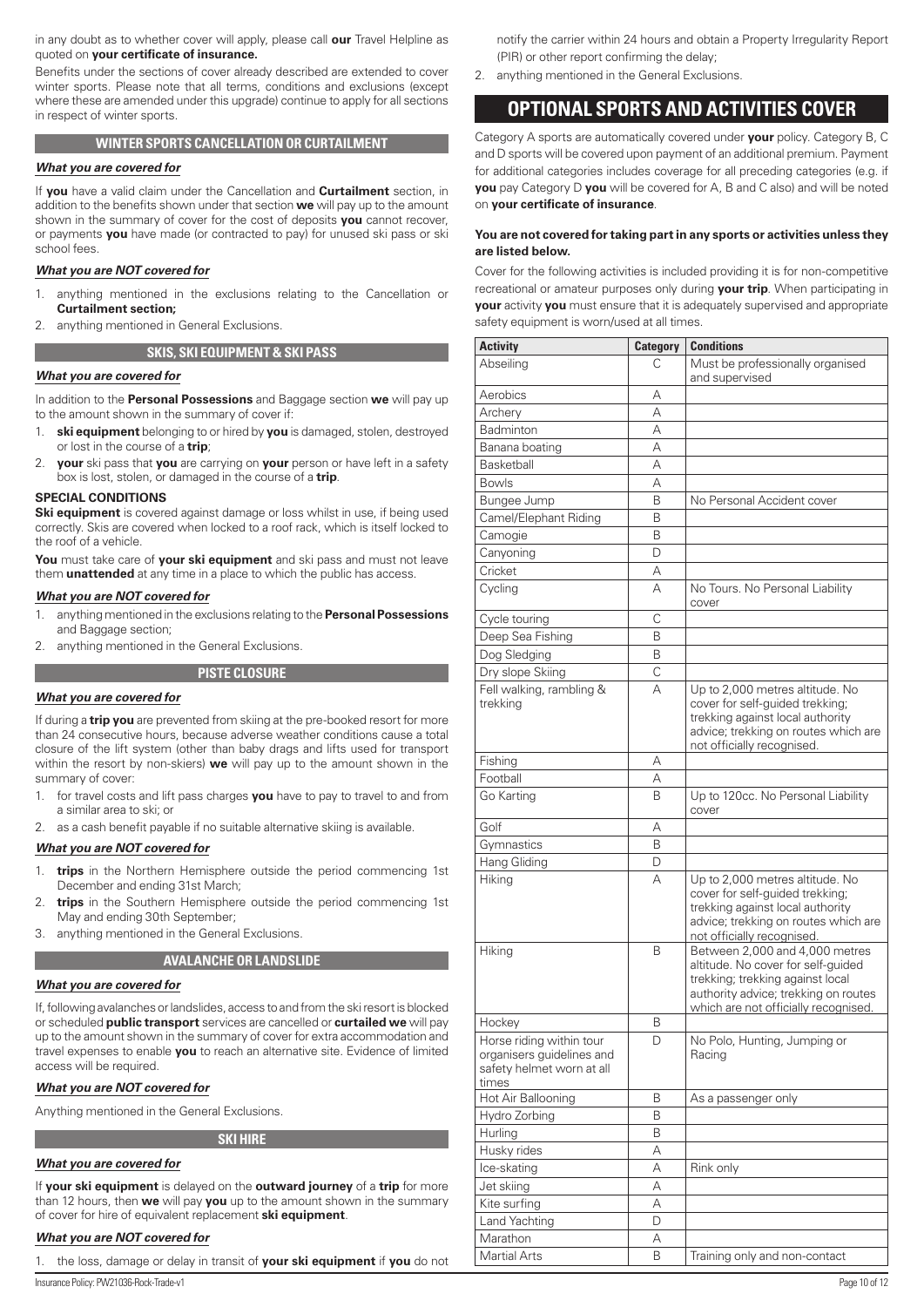in any doubt as to whether cover will apply, please call **our** Travel Helpline as quoted on **your certificate of insurance.**

Benefits under the sections of cover already described are extended to cover winter sports. Please note that all terms, conditions and exclusions (except where these are amended under this upgrade) continue to apply for all sections in respect of winter sports.

## WINTER SPORTS CANCELLATION OR CURTAILMENT

***What you are covered for***

If **you** have a valid claim under the Cancellation and **Curtailment** section, in addition to the benefits shown under that section **we** will pay up to the amount shown in the summary of cover for the cost of deposits **you** cannot recover, or payments **you** have made (or contracted to pay) for unused ski pass or ski school fees.

***What you are NOT covered for***

1. anything mentioned in the exclusions relating to the Cancellation or **Curtailment section;**
2. anything mentioned in General Exclusions.

## SKIS, SKI EQUIPMENT & SKI PASS

***What you are covered for***

In addition to the **Personal Possessions** and Baggage section **we** will pay up to the amount shown in the summary of cover if:

1. **ski equipment** belonging to or hired by **you** is damaged, stolen, destroyed or lost in the course of a **trip**;
2. **your** ski pass that **you** are carrying on **your** person or have left in a safety box is lost, stolen, or damaged in the course of a **trip**.

**SPECIAL CONDITIONS**

**Ski equipment** is covered against damage or loss whilst in use, if being used correctly. Skis are covered when locked to a roof rack, which is itself locked to the roof of a vehicle.

**You** must take care of **your ski equipment** and ski pass and must not leave them **unattended** at any time in a place to which the public has access.

***What you are NOT covered for***

1. anything mentioned in the exclusions relating to the **Personal Possessions** and Baggage section;
2. anything mentioned in the General Exclusions.

## PISTE CLOSURE

***What you are covered for***

If during a **trip you** are prevented from skiing at the pre-booked resort for more than 24 consecutive hours, because adverse weather conditions cause a total closure of the lift system (other than baby drags and lifts used for transport within the resort by non-skiers) **we** will pay up to the amount shown in the summary of cover:

1. for travel costs and lift pass charges **you** have to pay to travel to and from a similar area to ski; or
2. as a cash benefit payable if no suitable alternative skiing is available.

***What you are NOT covered for***

1. **trips** in the Northern Hemisphere outside the period commencing 1st December and ending 31st March;
2. **trips** in the Southern Hemisphere outside the period commencing 1st May and ending 30th September;
3. anything mentioned in the General Exclusions.

## AVALANCHE OR LANDSLIDE

***What you are covered for***

If, following avalanches or landslides, access to and from the ski resort is blocked or scheduled **public transport** services are cancelled or **curtailed we** will pay up to the amount shown in the summary of cover for extra accommodation and travel expenses to enable **you** to reach an alternative site. Evidence of limited access will be required.

***What you are NOT covered for***

Anything mentioned in the General Exclusions.

## SKI HIRE

***What you are covered for***

If **your ski equipment** is delayed on the **outward journey** of a **trip** for more than 12 hours, then **we** will pay **you** up to the amount shown in the summary of cover for hire of equivalent replacement **ski equipment**.

***What you are NOT covered for***

1. the loss, damage or delay in transit of **your ski equipment** if **you** do not notify the carrier within 24 hours and obtain a Property Irregularity Report (PIR) or other report confirming the delay;
2. anything mentioned in the General Exclusions.

# OPTIONAL SPORTS AND ACTIVITIES COVER

Category A sports are automatically covered under **your** policy. Category B, C and D sports will be covered upon payment of an additional premium. Payment for additional categories includes coverage for all preceding categories (e.g. if **you** pay Category D **you** will be covered for A, B and C also) and will be noted on **your certificate of insurance**.

**You are not covered for taking part in any sports or activities unless they are listed below.**

Cover for the following activities is included providing it is for non-competitive recreational or amateur purposes only during **your trip**. When participating in **your** activity **you** must ensure that it is adequately supervised and appropriate safety equipment is worn/used at all times.

| Activity | Category | Conditions |
|---|---|---|
| Abseiling | C | Must be professionally organised and supervised |
| Aerobics | A | |
| Archery | A | |
| Badminton | A | |
| Banana boating | A | |
| Basketball | A | |
| Bowls | A | |
| Bungee Jump | B | No Personal Accident cover |
| Camel/Elephant Riding | B | |
| Camogie | B | |
| Canyoning | D | |
| Cricket | A | |
| Cycling | A | No Tours. No Personal Liability cover |
| Cycle touring | C | |
| Deep Sea Fishing | B | |
| Dog Sledging | B | |
| Dry slope Skiing | C | |
| Fell walking, rambling & trekking | A | Up to 2,000 metres altitude. No cover for self-guided trekking; trekking against local authority advice; trekking on routes which are not officially recognised. |
| Fishing | A | |
| Football | A | |
| Go Karting | B | Up to 120cc. No Personal Liability cover |
| Golf | A | |
| Gymnastics | B | |
| Hang Gliding | D | |
| Hiking | A | Up to 2,000 metres altitude. No cover for self-guided trekking; trekking against local authority advice; trekking on routes which are not officially recognised. |
| Hiking | B | Between 2,000 and 4,000 metres altitude. No cover for self-guided trekking; trekking against local authority advice; trekking on routes which are not officially recognised. |
| Hockey | B | |
| Horse riding within tour organisers guidelines and safety helmet worn at all times | D | No Polo, Hunting, Jumping or Racing |
| Hot Air Ballooning | B | As a passenger only |
| Hydro Zorbing | B | |
| Hurling | B | |
| Husky rides | A | |
| Ice-skating | A | Rink only |
| Jet skiing | A | |
| Kite surfing | A | |
| Land Yachting | D | |
| Marathon | A | |
| Martial Arts | B | Training only and non-contact |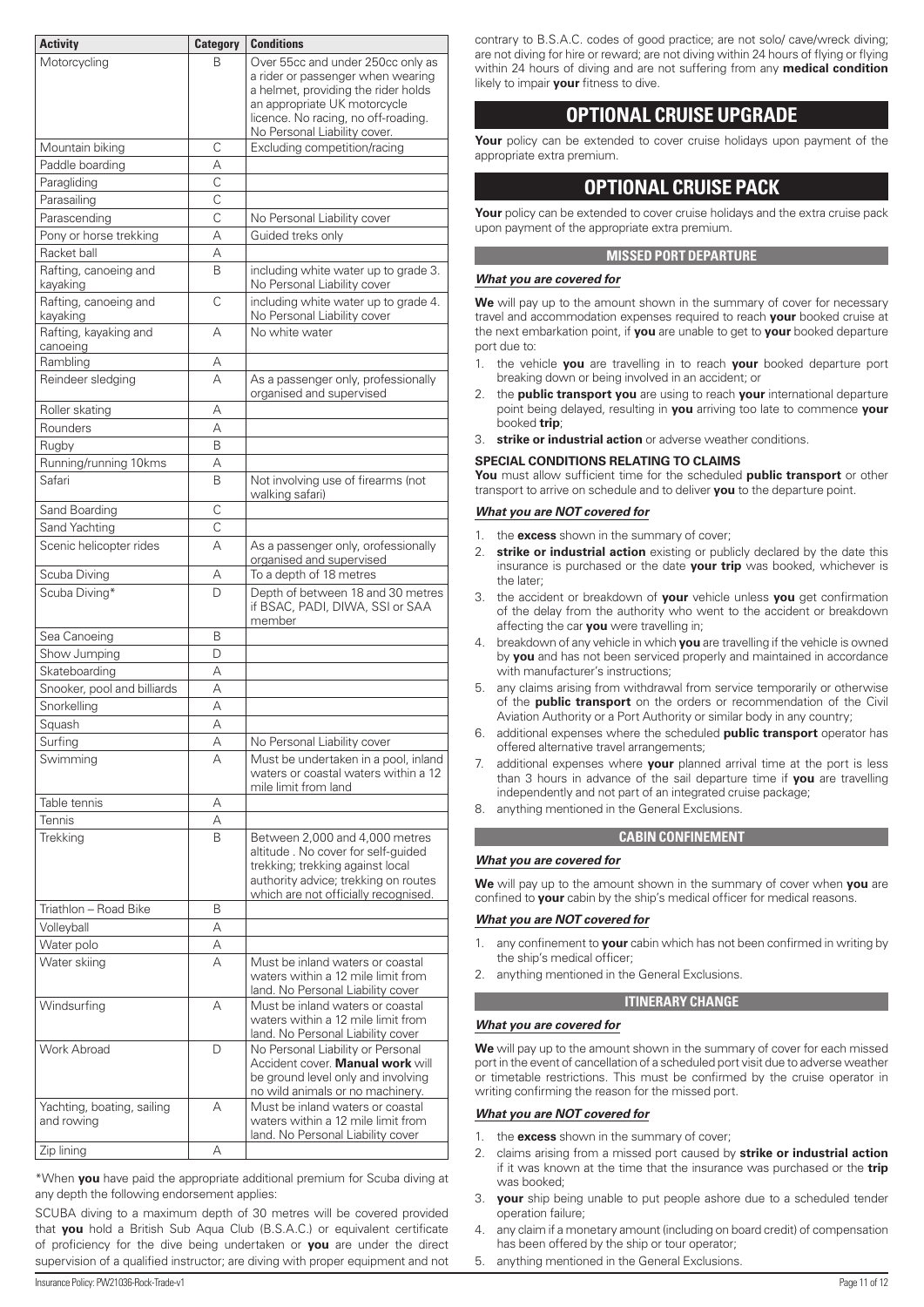| Activity | Category | Conditions |
|---|---|---|
| Motorcycling | B | Over 55cc and under 250cc only as a rider or passenger when wearing a helmet, providing the rider holds an appropriate UK motorcycle licence. No racing, no off-roading. No Personal Liability cover. |
| Mountain biking | C | Excluding competition/racing |
| Paddle boarding | A | |
| Paragliding | C | |
| Parasailing | C | |
| Parascending | C | No Personal Liability cover |
| Pony or horse trekking | A | Guided treks only |
| Racket ball | A | |
| Rafting, canoeing and kayaking | B | including white water up to grade 3. No Personal Liability cover |
| Rafting, canoeing and kayaking | C | including white water up to grade 4. No Personal Liability cover |
| Rafting, kayaking and canoeing | A | No white water |
| Rambling | A | |
| Reindeer sledging | A | As a passenger only, professionally organised and supervised |
| Roller skating | A | |
| Rounders | A | |
| Rugby | B | |
| Running/running 10kms | A | |
| Safari | B | Not involving use of firearms (not walking safari) |
| Sand Boarding | C | |
| Sand Yachting | C | |
| Scenic helicopter rides | A | As a passenger only, orofessionally organised and supervised |
| Scuba Diving | A | To a depth of 18 metres |
| Scuba Diving* | D | Depth of between 18 and 30 metres if BSAC, PADI, DIWA, SSI or SAA member |
| Sea Canoeing | B | |
| Show Jumping | D | |
| Skateboarding | A | |
| Snooker, pool and billiards | A | |
| Snorkelling | A | |
| Squash | A | |
| Surfing | A | No Personal Liability cover |
| Swimming | A | Must be undertaken in a pool, inland waters or coastal waters within a 12 mile limit from land |
| Table tennis | A | |
| Tennis | A | |
| Trekking | B | Between 2,000 and 4,000 metres altitude . No cover for self-guided trekking; trekking against local authority advice; trekking on routes which are not officially recognised. |
| Triathlon – Road Bike | B | |
| Volleyball | A | |
| Water polo | A | |
| Water skiing | A | Must be inland waters or coastal waters within a 12 mile limit from land. No Personal Liability cover |
| Windsurfing | A | Must be inland waters or coastal waters within a 12 mile limit from land. No Personal Liability cover |
| Work Abroad | D | No Personal Liability or Personal Accident cover. **Manual work** will be ground level only and involving no wild animals or no machinery. |
| Yachting, boating, sailing and rowing | A | Must be inland waters or coastal waters within a 12 mile limit from land. No Personal Liability cover |
| Zip lining | A | |

*When **you** have paid the appropriate additional premium for Scuba diving at any depth the following endorsement applies:

SCUBA diving to a maximum depth of 30 metres will be covered provided that **you** hold a British Sub Aqua Club (B.S.A.C.) or equivalent certificate of proficiency for the dive being undertaken or **you** are under the direct supervision of a qualified instructor; are diving with proper equipment and not contrary to B.S.A.C. codes of good practice; are not solo/ cave/wreck diving; are not diving for hire or reward; are not diving within 24 hours of flying or flying within 24 hours of diving and are not suffering from any **medical condition** likely to impair **your** fitness to dive.

# OPTIONAL CRUISE UPGRADE

**Your** policy can be extended to cover cruise holidays upon payment of the appropriate extra premium.

# OPTIONAL CRUISE PACK

**Your** policy can be extended to cover cruise holidays and the extra cruise pack upon payment of the appropriate extra premium.

## MISSED PORT DEPARTURE

***What you are covered for***

**We** will pay up to the amount shown in the summary of cover for necessary travel and accommodation expenses required to reach **your** booked cruise at the next embarkation point, if **you** are unable to get to **your** booked departure port due to:

1. the vehicle **you** are travelling in to reach **your** booked departure port breaking down or being involved in an accident; or
2. the **public transport you** are using to reach **your** international departure point being delayed, resulting in **you** arriving too late to commence **your** booked **trip**;
3. **strike or industrial action** or adverse weather conditions.

**SPECIAL CONDITIONS RELATING TO CLAIMS**

**You** must allow sufficient time for the scheduled **public transport** or other transport to arrive on schedule and to deliver **you** to the departure point.

***What you are NOT covered for***

1. the **excess** shown in the summary of cover;
2. **strike or industrial action** existing or publicly declared by the date this insurance is purchased or the date **your trip** was booked, whichever is the later;
3. the accident or breakdown of **your** vehicle unless **you** get confirmation of the delay from the authority who went to the accident or breakdown affecting the car **you** were travelling in;
4. breakdown of any vehicle in which **you** are travelling if the vehicle is owned by **you** and has not been serviced properly and maintained in accordance with manufacturer's instructions;
5. any claims arising from withdrawal from service temporarily or otherwise of the **public transport** on the orders or recommendation of the Civil Aviation Authority or a Port Authority or similar body in any country;
6. additional expenses where the scheduled **public transport** operator has offered alternative travel arrangements;
7. additional expenses where **your** planned arrival time at the port is less than 3 hours in advance of the sail departure time if **you** are travelling independently and not part of an integrated cruise package;
8. anything mentioned in the General Exclusions.

## CABIN CONFINEMENT

***What you are covered for***

**We** will pay up to the amount shown in the summary of cover when **you** are confined to **your** cabin by the ship's medical officer for medical reasons.

***What you are NOT covered for***

1. any confinement to **your** cabin which has not been confirmed in writing by the ship's medical officer;
2. anything mentioned in the General Exclusions.

## ITINERARY CHANGE

***What you are covered for***

**We** will pay up to the amount shown in the summary of cover for each missed port in the event of cancellation of a scheduled port visit due to adverse weather or timetable restrictions. This must be confirmed by the cruise operator in writing confirming the reason for the missed port.

***What you are NOT covered for***

1. the **excess** shown in the summary of cover;
2. claims arising from a missed port caused by **strike or industrial action** if it was known at the time that the insurance was purchased or the **trip** was booked;
3. **your** ship being unable to put people ashore due to a scheduled tender operation failure;
4. any claim if a monetary amount (including on board credit) of compensation has been offered by the ship or tour operator;
5. anything mentioned in the General Exclusions.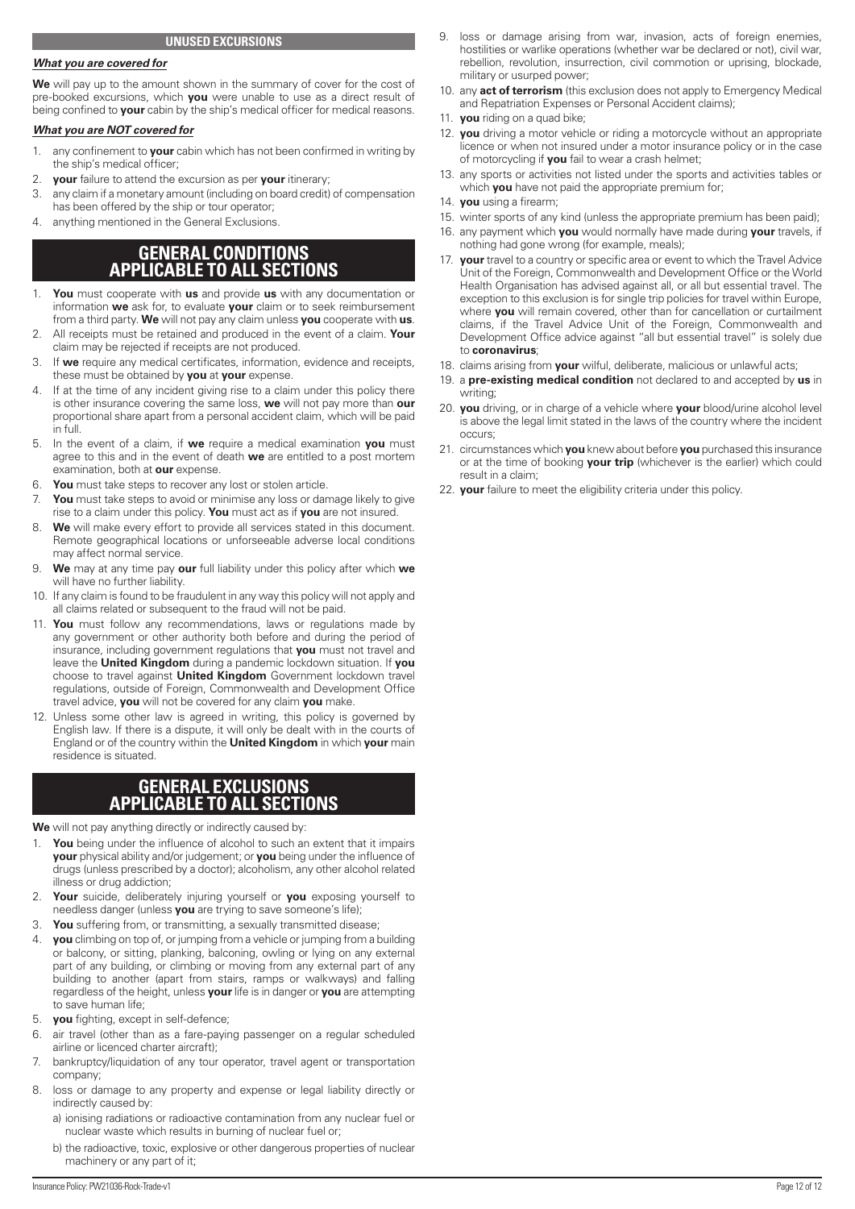## UNUSED EXCURSIONS

***What you are covered for***

**We** will pay up to the amount shown in the summary of cover for the cost of pre-booked excursions, which **you** were unable to use as a direct result of being confined to **your** cabin by the ship's medical officer for medical reasons.

***What you are NOT covered for***

1. any confinement to **your** cabin which has not been confirmed in writing by the ship's medical officer;
2. **your** failure to attend the excursion as per **your** itinerary;
3. any claim if a monetary amount (including on board credit) of compensation has been offered by the ship or tour operator;
4. anything mentioned in the General Exclusions.

## GENERAL CONDITIONS APPLICABLE TO ALL SECTIONS

1. **You** must cooperate with **us** and provide **us** with any documentation or information **we** ask for, to evaluate **your** claim or to seek reimbursement from a third party. **We** will not pay any claim unless **you** cooperate with **us**.
2. All receipts must be retained and produced in the event of a claim. **Your** claim may be rejected if receipts are not produced.
3. If **we** require any medical certificates, information, evidence and receipts, these must be obtained by **you** at **your** expense.
4. If at the time of any incident giving rise to a claim under this policy there is other insurance covering the same loss, **we** will not pay more than **our** proportional share apart from a personal accident claim, which will be paid in full.
5. In the event of a claim, if **we** require a medical examination **you** must agree to this and in the event of death **we** are entitled to a post mortem examination, both at **our** expense.
6. **You** must take steps to recover any lost or stolen article.
7. **You** must take steps to avoid or minimise any loss or damage likely to give rise to a claim under this policy. **You** must act as if **you** are not insured.
8. **We** will make every effort to provide all services stated in this document. Remote geographical locations or unforseeable adverse local conditions may affect normal service.
9. **We** may at any time pay **our** full liability under this policy after which **we** will have no further liability.
10. If any claim is found to be fraudulent in any way this policy will not apply and all claims related or subsequent to the fraud will not be paid.
11. **You** must follow any recommendations, laws or regulations made by any government or other authority both before and during the period of insurance, including government regulations that **you** must not travel and leave the **United Kingdom** during a pandemic lockdown situation. If **you** choose to travel against **United Kingdom** Government lockdown travel regulations, outside of Foreign, Commonwealth and Development Office travel advice, **you** will not be covered for any claim **you** make.
12. Unless some other law is agreed in writing, this policy is governed by English law. If there is a dispute, it will only be dealt with in the courts of England or of the country within the **United Kingdom** in which **your** main residence is situated.

## GENERAL EXCLUSIONS APPLICABLE TO ALL SECTIONS

**We** will not pay anything directly or indirectly caused by:

1. **You** being under the influence of alcohol to such an extent that it impairs **your** physical ability and/or judgement; or **you** being under the influence of drugs (unless prescribed by a doctor); alcoholism, any other alcohol related illness or drug addiction;
2. **Your** suicide, deliberately injuring yourself or **you** exposing yourself to needless danger (unless **you** are trying to save someone's life);
3. **You** suffering from, or transmitting, a sexually transmitted disease;
4. **you** climbing on top of, or jumping from a vehicle or jumping from a building or balcony, or sitting, planking, balconing, owling or lying on any external part of any building, or climbing or moving from any external part of any building to another (apart from stairs, ramps or walkways) and falling regardless of the height, unless **your** life is in danger or **you** are attempting to save human life;
5. **you** fighting, except in self-defence;
6. air travel (other than as a fare-paying passenger on a regular scheduled airline or licenced charter aircraft);
7. bankruptcy/liquidation of any tour operator, travel agent or transportation company;
8. loss or damage to any property and expense or legal liability directly or indirectly caused by:
   a) ionising radiations or radioactive contamination from any nuclear fuel or nuclear waste which results in burning of nuclear fuel or;
   b) the radioactive, toxic, explosive or other dangerous properties of nuclear machinery or any part of it;
9. loss or damage arising from war, invasion, acts of foreign enemies, hostilities or warlike operations (whether war be declared or not), civil war, rebellion, revolution, insurrection, civil commotion or uprising, blockade, military or usurped power;
10. any **act of terrorism** (this exclusion does not apply to Emergency Medical and Repatriation Expenses or Personal Accident claims);
11. **you** riding on a quad bike;
12. **you** driving a motor vehicle or riding a motorcycle without an appropriate licence or when not insured under a motor insurance policy or in the case of motorcycling if **you** fail to wear a crash helmet;
13. any sports or activities not listed under the sports and activities tables or which **you** have not paid the appropriate premium for;
14. **you** using a firearm;
15. winter sports of any kind (unless the appropriate premium has been paid);
16. any payment which **you** would normally have made during **your** travels, if nothing had gone wrong (for example, meals);
17. **your** travel to a country or specific area or event to which the Travel Advice Unit of the Foreign, Commonwealth and Development Office or the World Health Organisation has advised against all, or all but essential travel. The exception to this exclusion is for single trip policies for travel within Europe, where **you** will remain covered, other than for cancellation or curtailment claims, if the Travel Advice Unit of the Foreign, Commonwealth and Development Office advice against "all but essential travel" is solely due to **coronavirus**;
18. claims arising from **your** wilful, deliberate, malicious or unlawful acts;
19. a **pre-existing medical condition** not declared to and accepted by **us** in writing;
20. **you** driving, or in charge of a vehicle where **your** blood/urine alcohol level is above the legal limit stated in the laws of the country where the incident occurs;
21. circumstances which **you** knew about before **you** purchased this insurance or at the time of booking **your trip** (whichever is the earlier) which could result in a claim;
22. **your** failure to meet the eligibility criteria under this policy.